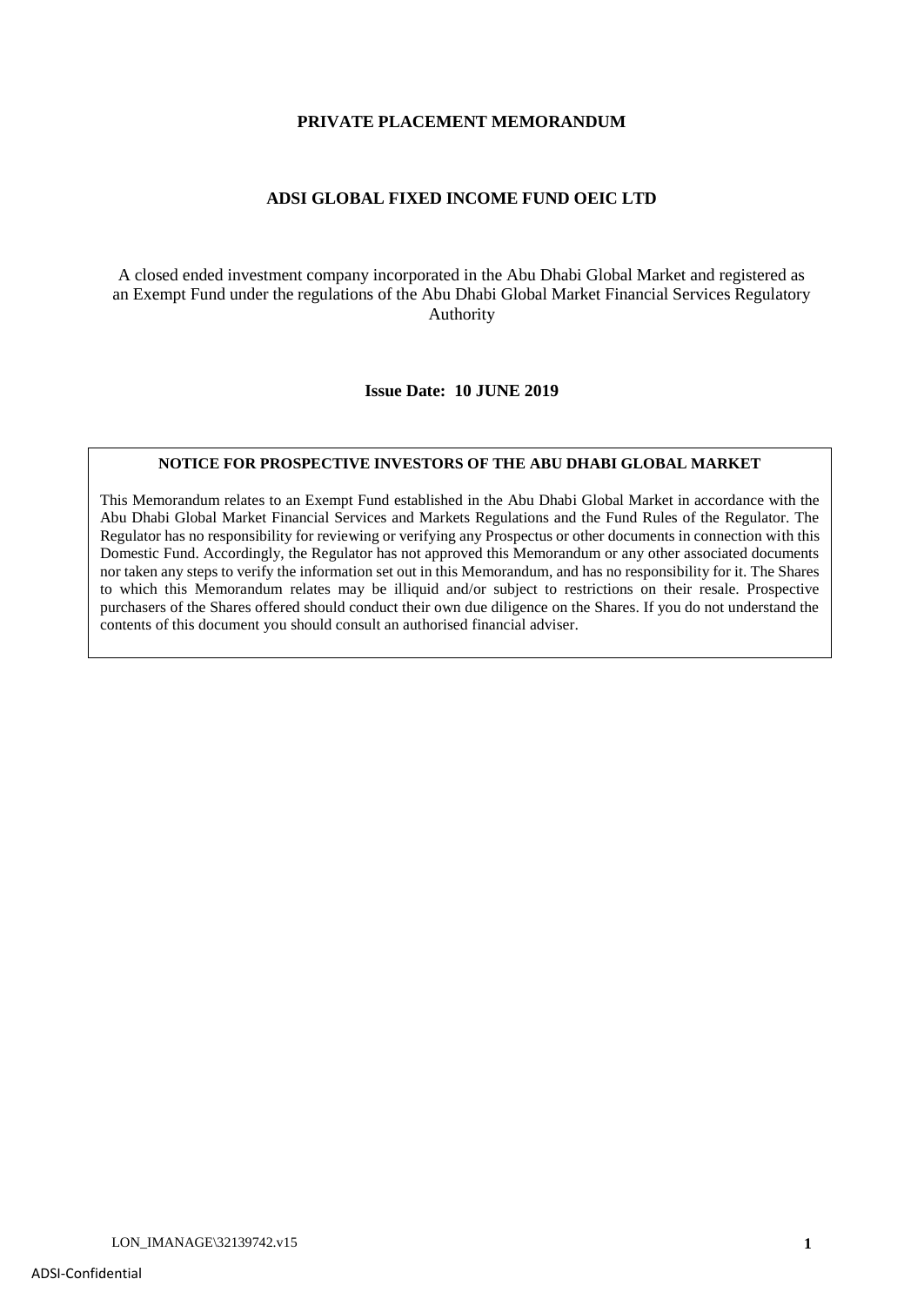# PRIVATE PLACEMENT MEMORANDUM

## ADSI GLOBAL FIXED INCOME FUND OEIC LTD

A closed ended investment company incorporated in the Abu Dhabi Global Market and registered as an Exempt Fund under the regulations of the Abu Dhabi Global Market Financial Services Regulatory Authority

**Issue Date: 10 JUNE 2019**

**NOTICE FOR PROSPECTIVE INVESTORS OF THE ABU DHABI GLOBAL MARKET**

This Memorandum relates to an Exempt Fund established in the Abu Dhabi Global Market in accordance with the Abu Dhabi Global Market Financial Services and Markets Regulations and the Fund Rules of the Regulator. The Regulator has no responsibility for reviewing or verifying any Prospectus or other documents in connection with this Domestic Fund. Accordingly, the Regulator has not approved this Memorandum or any other associated documents nor taken any steps to verify the information set out in this Memorandum, and has no responsibility for it. The Shares to which this Memorandum relates may be illiquid and/or subject to restrictions on their resale. Prospective purchasers of the Shares offered should conduct their own due diligence on the Shares. If you do not understand the contents of this document you should consult an authorised financial adviser.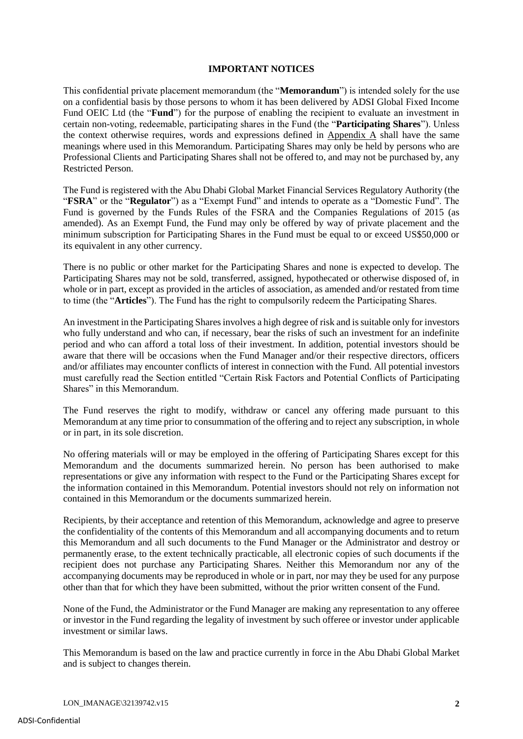## IMPORTANT NOTICES

This confidential private placement memorandum (the "**Memorandum**") is intended solely for the use on a confidential basis by those persons to whom it has been delivered by ADSI Global Fixed Income Fund OEIC Ltd (the "**Fund**") for the purpose of enabling the recipient to evaluate an investment in certain non-voting, redeemable, participating shares in the Fund (the "**Participating Shares**"). Unless the context otherwise requires, words and expressions defined in Appendix A shall have the same meanings where used in this Memorandum. Participating Shares may only be held by persons who are Professional Clients and Participating Shares shall not be offered to, and may not be purchased by, any Restricted Person.

The Fund is registered with the Abu Dhabi Global Market Financial Services Regulatory Authority (the "**FSRA**" or the "**Regulator**") as a "Exempt Fund" and intends to operate as a "Domestic Fund". The Fund is governed by the Funds Rules of the FSRA and the Companies Regulations of 2015 (as amended). As an Exempt Fund, the Fund may only be offered by way of private placement and the minimum subscription for Participating Shares in the Fund must be equal to or exceed US$50,000 or its equivalent in any other currency.

There is no public or other market for the Participating Shares and none is expected to develop. The Participating Shares may not be sold, transferred, assigned, hypothecated or otherwise disposed of, in whole or in part, except as provided in the articles of association, as amended and/or restated from time to time (the "**Articles**"). The Fund has the right to compulsorily redeem the Participating Shares.

An investment in the Participating Shares involves a high degree of risk and is suitable only for investors who fully understand and who can, if necessary, bear the risks of such an investment for an indefinite period and who can afford a total loss of their investment. In addition, potential investors should be aware that there will be occasions when the Fund Manager and/or their respective directors, officers and/or affiliates may encounter conflicts of interest in connection with the Fund. All potential investors must carefully read the Section entitled "Certain Risk Factors and Potential Conflicts of Participating Shares" in this Memorandum.

The Fund reserves the right to modify, withdraw or cancel any offering made pursuant to this Memorandum at any time prior to consummation of the offering and to reject any subscription, in whole or in part, in its sole discretion.

No offering materials will or may be employed in the offering of Participating Shares except for this Memorandum and the documents summarized herein. No person has been authorised to make representations or give any information with respect to the Fund or the Participating Shares except for the information contained in this Memorandum. Potential investors should not rely on information not contained in this Memorandum or the documents summarized herein.

Recipients, by their acceptance and retention of this Memorandum, acknowledge and agree to preserve the confidentiality of the contents of this Memorandum and all accompanying documents and to return this Memorandum and all such documents to the Fund Manager or the Administrator and destroy or permanently erase, to the extent technically practicable, all electronic copies of such documents if the recipient does not purchase any Participating Shares. Neither this Memorandum nor any of the accompanying documents may be reproduced in whole or in part, nor may they be used for any purpose other than that for which they have been submitted, without the prior written consent of the Fund.

None of the Fund, the Administrator or the Fund Manager are making any representation to any offeree or investor in the Fund regarding the legality of investment by such offeree or investor under applicable investment or similar laws.

This Memorandum is based on the law and practice currently in force in the Abu Dhabi Global Market and is subject to changes therein.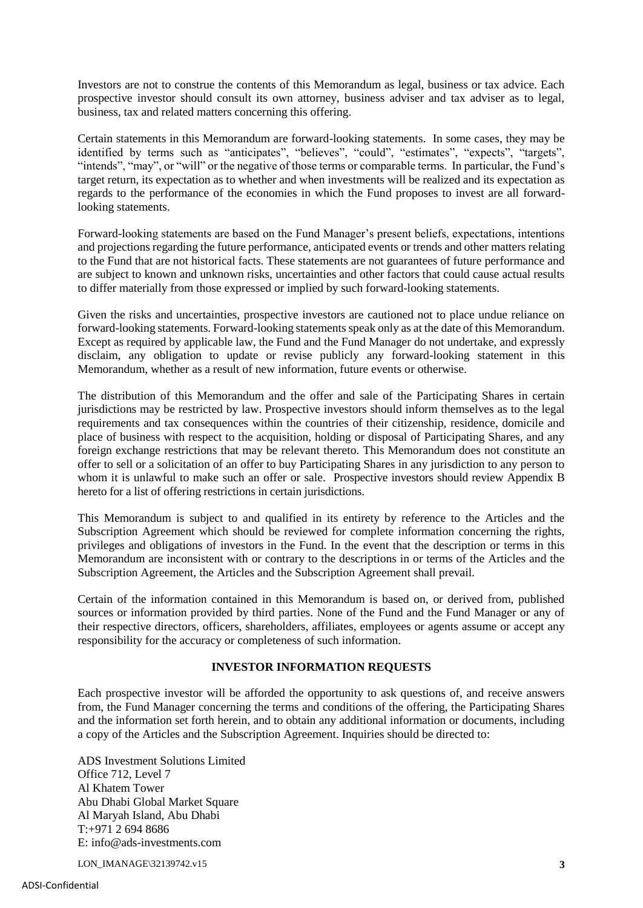Investors are not to construe the contents of this Memorandum as legal, business or tax advice. Each prospective investor should consult its own attorney, business adviser and tax adviser as to legal, business, tax and related matters concerning this offering.

Certain statements in this Memorandum are forward-looking statements. In some cases, they may be identified by terms such as "anticipates", "believes", "could", "estimates", "expects", "targets", "intends", "may", or "will" or the negative of those terms or comparable terms. In particular, the Fund's target return, its expectation as to whether and when investments will be realized and its expectation as regards to the performance of the economies in which the Fund proposes to invest are all forward-looking statements.

Forward-looking statements are based on the Fund Manager's present beliefs, expectations, intentions and projections regarding the future performance, anticipated events or trends and other matters relating to the Fund that are not historical facts. These statements are not guarantees of future performance and are subject to known and unknown risks, uncertainties and other factors that could cause actual results to differ materially from those expressed or implied by such forward-looking statements.

Given the risks and uncertainties, prospective investors are cautioned not to place undue reliance on forward-looking statements. Forward-looking statements speak only as at the date of this Memorandum. Except as required by applicable law, the Fund and the Fund Manager do not undertake, and expressly disclaim, any obligation to update or revise publicly any forward-looking statement in this Memorandum, whether as a result of new information, future events or otherwise.

The distribution of this Memorandum and the offer and sale of the Participating Shares in certain jurisdictions may be restricted by law. Prospective investors should inform themselves as to the legal requirements and tax consequences within the countries of their citizenship, residence, domicile and place of business with respect to the acquisition, holding or disposal of Participating Shares, and any foreign exchange restrictions that may be relevant thereto. This Memorandum does not constitute an offer to sell or a solicitation of an offer to buy Participating Shares in any jurisdiction to any person to whom it is unlawful to make such an offer or sale. Prospective investors should review Appendix B hereto for a list of offering restrictions in certain jurisdictions.

This Memorandum is subject to and qualified in its entirety by reference to the Articles and the Subscription Agreement which should be reviewed for complete information concerning the rights, privileges and obligations of investors in the Fund. In the event that the description or terms in this Memorandum are inconsistent with or contrary to the descriptions in or terms of the Articles and the Subscription Agreement, the Articles and the Subscription Agreement shall prevail.

Certain of the information contained in this Memorandum is based on, or derived from, published sources or information provided by third parties. None of the Fund and the Fund Manager or any of their respective directors, officers, shareholders, affiliates, employees or agents assume or accept any responsibility for the accuracy or completeness of such information.

## INVESTOR INFORMATION REQUESTS

Each prospective investor will be afforded the opportunity to ask questions of, and receive answers from, the Fund Manager concerning the terms and conditions of the offering, the Participating Shares and the information set forth herein, and to obtain any additional information or documents, including a copy of the Articles and the Subscription Agreement. Inquiries should be directed to:

ADS Investment Solutions Limited
Office 712, Level 7
Al Khatem Tower
Abu Dhabi Global Market Square
Al Maryah Island, Abu Dhabi
T:+971 2 694 8686
E: info@ads-investments.com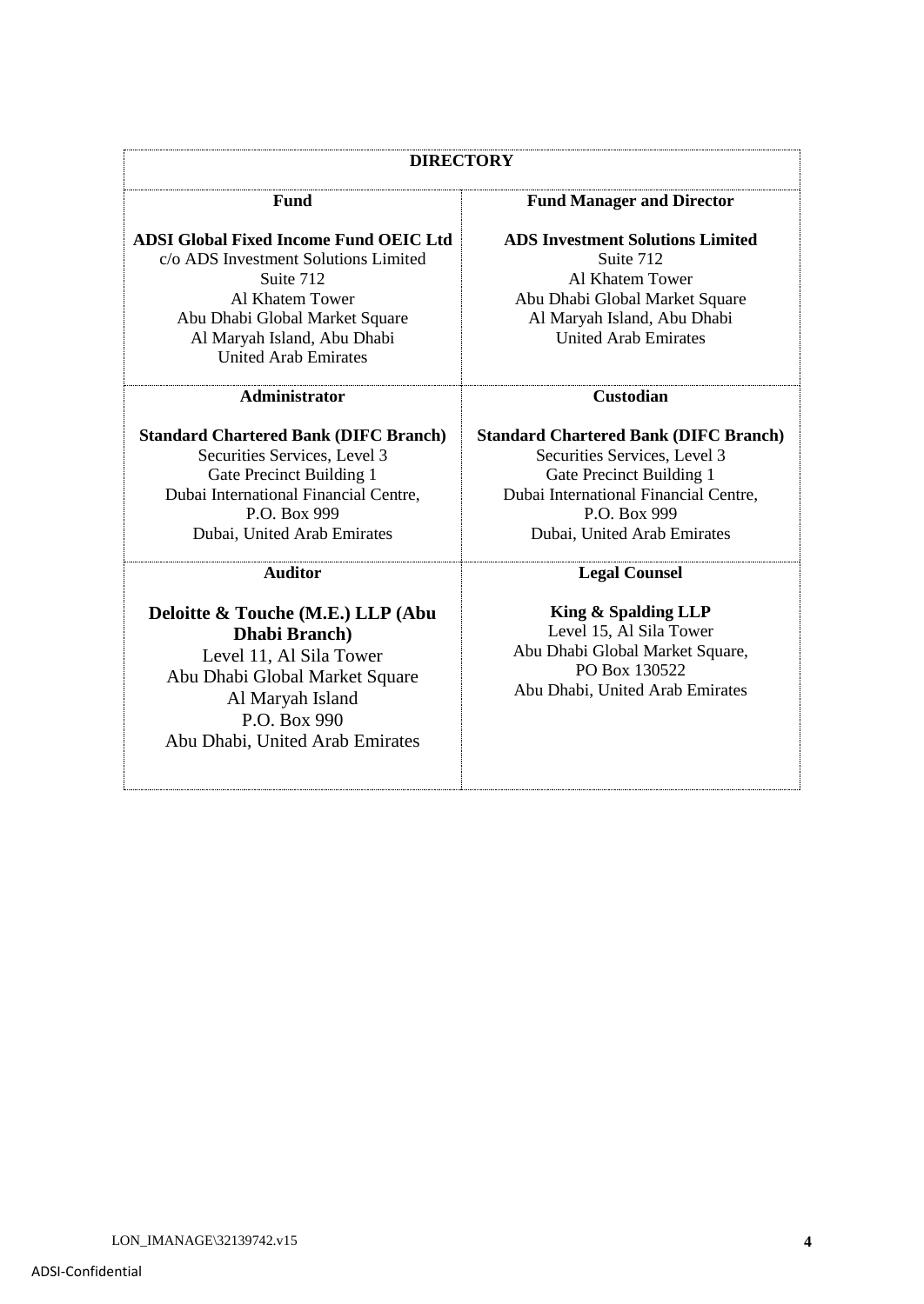# DIRECTORY

| Fund | Fund Manager and Director |
| --- | --- |
| **ADSI Global Fixed Income Fund OEIC Ltd**<br>c/o ADS Investment Solutions Limited<br>Suite 712<br>Al Khatem Tower<br>Abu Dhabi Global Market Square<br>Al Maryah Island, Abu Dhabi<br>United Arab Emirates | **ADS Investment Solutions Limited**<br>Suite 712<br>Al Khatem Tower<br>Abu Dhabi Global Market Square<br>Al Maryah Island, Abu Dhabi<br>United Arab Emirates |
| **Administrator** | **Custodian** |
| **Standard Chartered Bank (DIFC Branch)**<br>Securities Services, Level 3<br>Gate Precinct Building 1<br>Dubai International Financial Centre,<br>P.O. Box 999<br>Dubai, United Arab Emirates | **Standard Chartered Bank (DIFC Branch)**<br>Securities Services, Level 3<br>Gate Precinct Building 1<br>Dubai International Financial Centre,<br>P.O. Box 999<br>Dubai, United Arab Emirates |
| **Auditor** | **Legal Counsel** |
| **Deloitte & Touche (M.E.) LLP (Abu Dhabi Branch)**<br>Level 11, Al Sila Tower<br>Abu Dhabi Global Market Square<br>Al Maryah Island<br>P.O. Box 990<br>Abu Dhabi, United Arab Emirates | **King & Spalding LLP**<br>Level 15, Al Sila Tower<br>Abu Dhabi Global Market Square,<br>PO Box 130522<br>Abu Dhabi, United Arab Emirates |

LON_IMANAGE\32139742.v15

ADSI-Confidential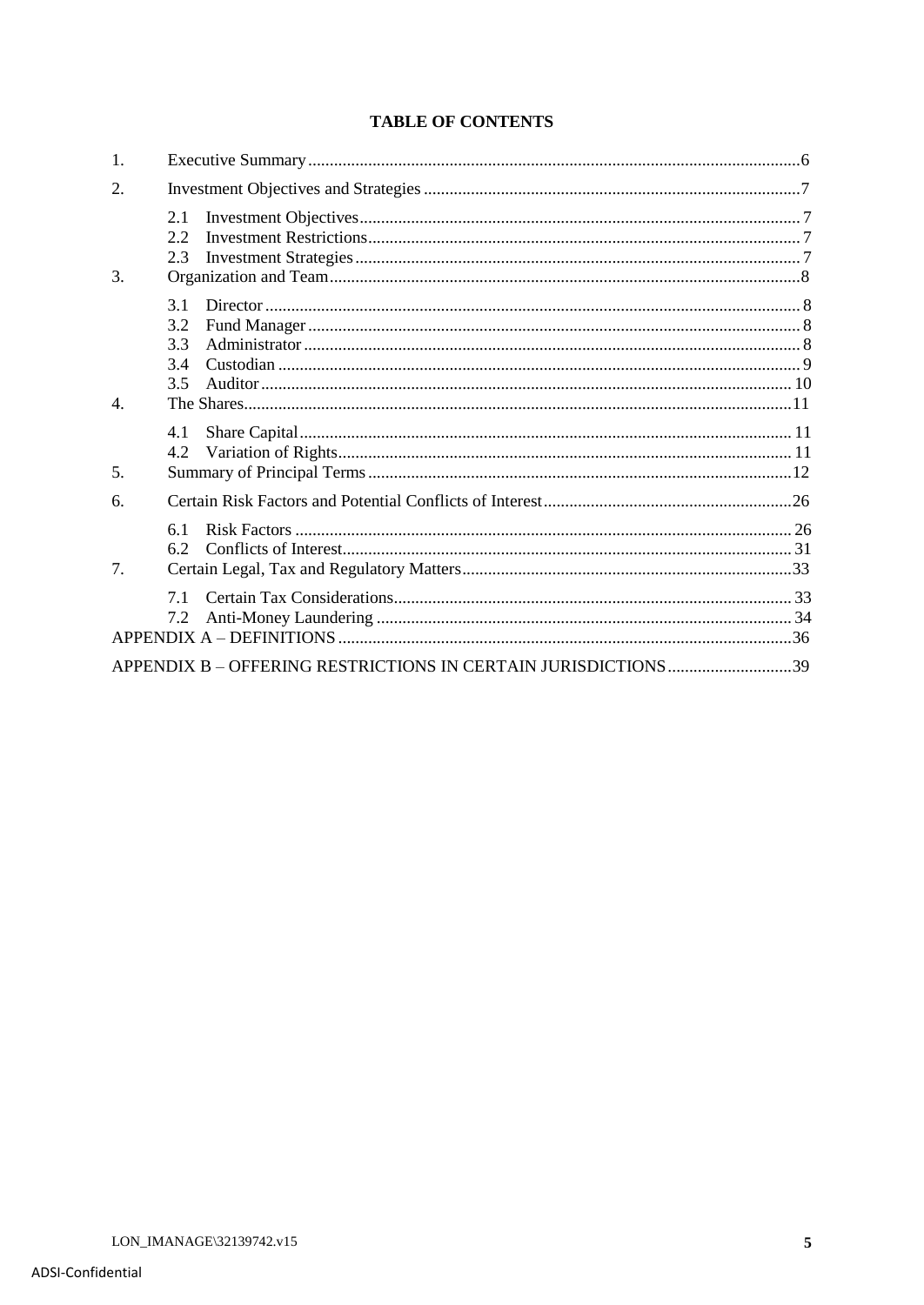**TABLE OF CONTENTS**

1. Executive Summary ..... 6
2. Investment Objectives and Strategies ..... 7
   - 2.1 Investment Objectives ..... 7
   - 2.2 Investment Restrictions ..... 7
   - 2.3 Investment Strategies ..... 7
3. Organization and Team ..... 8
   - 3.1 Director ..... 8
   - 3.2 Fund Manager ..... 8
   - 3.3 Administrator ..... 8
   - 3.4 Custodian ..... 9
   - 3.5 Auditor ..... 10
4. The Shares ..... 11
   - 4.1 Share Capital ..... 11
   - 4.2 Variation of Rights ..... 11
5. Summary of Principal Terms ..... 12
6. Certain Risk Factors and Potential Conflicts of Interest ..... 26
   - 6.1 Risk Factors ..... 26
   - 6.2 Conflicts of Interest ..... 31
7. Certain Legal, Tax and Regulatory Matters ..... 33
   - 7.1 Certain Tax Considerations ..... 33
   - 7.2 Anti-Money Laundering ..... 34

APPENDIX A – DEFINITIONS ..... 36

APPENDIX B – OFFERING RESTRICTIONS IN CERTAIN JURISDICTIONS ..... 39

LON_IMANAGE\32139742.v15

ADSI-Confidential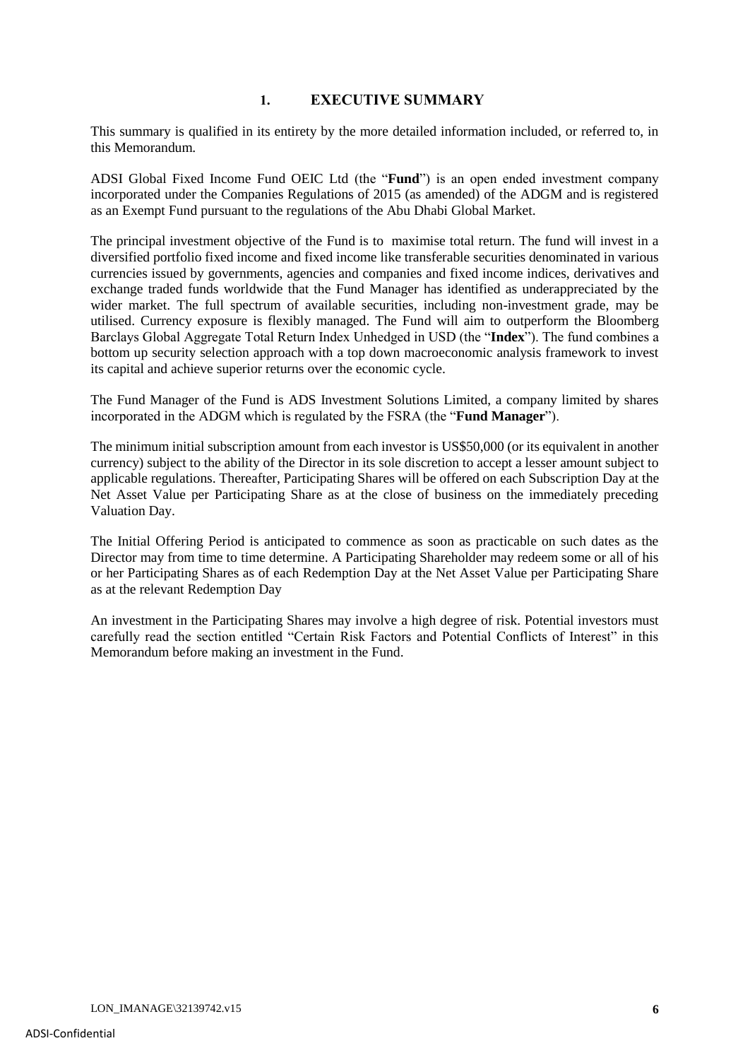# 1. EXECUTIVE SUMMARY

This summary is qualified in its entirety by the more detailed information included, or referred to, in this Memorandum.

ADSI Global Fixed Income Fund OEIC Ltd (the "**Fund**") is an open ended investment company incorporated under the Companies Regulations of 2015 (as amended) of the ADGM and is registered as an Exempt Fund pursuant to the regulations of the Abu Dhabi Global Market.

The principal investment objective of the Fund is to maximise total return. The fund will invest in a diversified portfolio fixed income and fixed income like transferable securities denominated in various currencies issued by governments, agencies and companies and fixed income indices, derivatives and exchange traded funds worldwide that the Fund Manager has identified as underappreciated by the wider market. The full spectrum of available securities, including non-investment grade, may be utilised. Currency exposure is flexibly managed. The Fund will aim to outperform the Bloomberg Barclays Global Aggregate Total Return Index Unhedged in USD (the "**Index**"). The fund combines a bottom up security selection approach with a top down macroeconomic analysis framework to invest its capital and achieve superior returns over the economic cycle.

The Fund Manager of the Fund is ADS Investment Solutions Limited, a company limited by shares incorporated in the ADGM which is regulated by the FSRA (the "**Fund Manager**").

The minimum initial subscription amount from each investor is US$50,000 (or its equivalent in another currency) subject to the ability of the Director in its sole discretion to accept a lesser amount subject to applicable regulations. Thereafter, Participating Shares will be offered on each Subscription Day at the Net Asset Value per Participating Share as at the close of business on the immediately preceding Valuation Day.

The Initial Offering Period is anticipated to commence as soon as practicable on such dates as the Director may from time to time determine. A Participating Shareholder may redeem some or all of his or her Participating Shares as of each Redemption Day at the Net Asset Value per Participating Share as at the relevant Redemption Day

An investment in the Participating Shares may involve a high degree of risk. Potential investors must carefully read the section entitled "Certain Risk Factors and Potential Conflicts of Interest" in this Memorandum before making an investment in the Fund.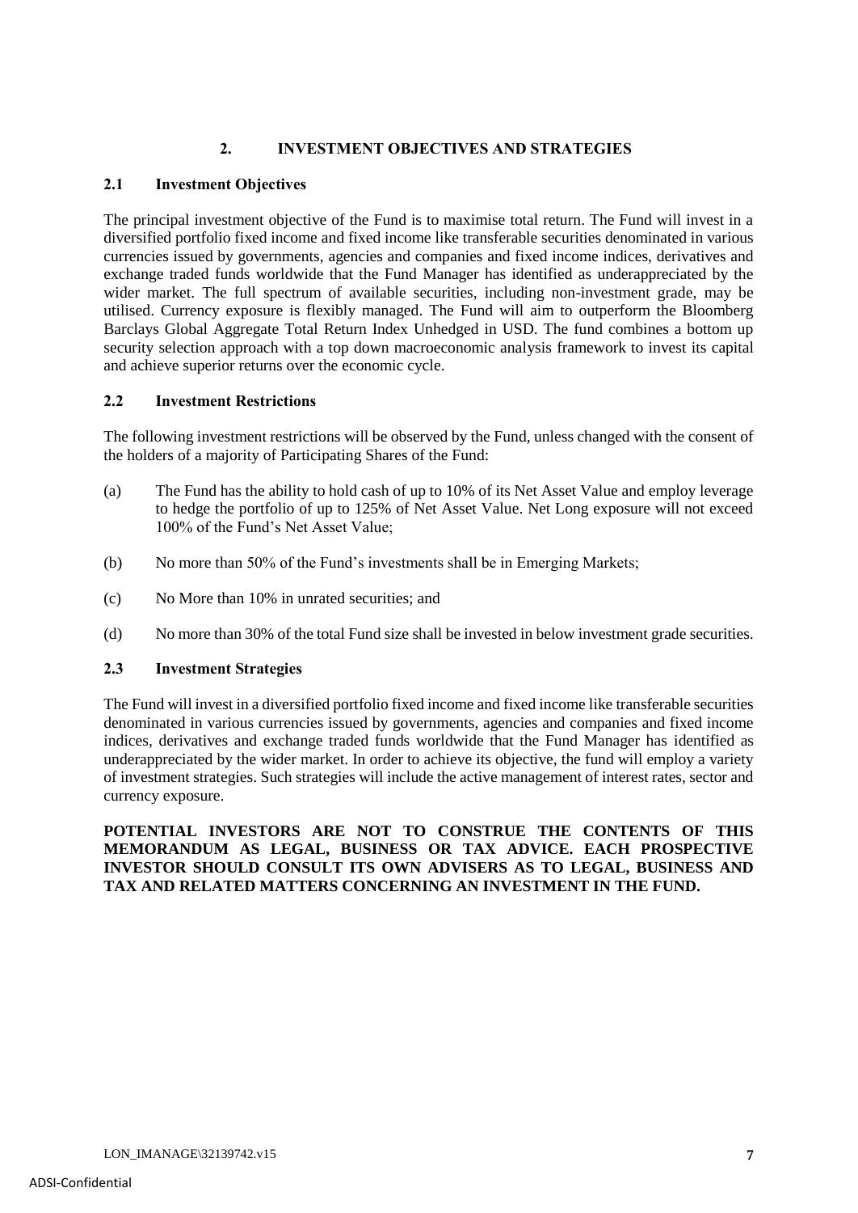## 2. INVESTMENT OBJECTIVES AND STRATEGIES

### 2.1 Investment Objectives

The principal investment objective of the Fund is to maximise total return. The Fund will invest in a diversified portfolio fixed income and fixed income like transferable securities denominated in various currencies issued by governments, agencies and companies and fixed income indices, derivatives and exchange traded funds worldwide that the Fund Manager has identified as underappreciated by the wider market. The full spectrum of available securities, including non-investment grade, may be utilised. Currency exposure is flexibly managed. The Fund will aim to outperform the Bloomberg Barclays Global Aggregate Total Return Index Unhedged in USD. The fund combines a bottom up security selection approach with a top down macroeconomic analysis framework to invest its capital and achieve superior returns over the economic cycle.

### 2.2 Investment Restrictions

The following investment restrictions will be observed by the Fund, unless changed with the consent of the holders of a majority of Participating Shares of the Fund:

(a) The Fund has the ability to hold cash of up to 10% of its Net Asset Value and employ leverage to hedge the portfolio of up to 125% of Net Asset Value. Net Long exposure will not exceed 100% of the Fund's Net Asset Value;

(b) No more than 50% of the Fund's investments shall be in Emerging Markets;

(c) No More than 10% in unrated securities; and

(d) No more than 30% of the total Fund size shall be invested in below investment grade securities.

### 2.3 Investment Strategies

The Fund will invest in a diversified portfolio fixed income and fixed income like transferable securities denominated in various currencies issued by governments, agencies and companies and fixed income indices, derivatives and exchange traded funds worldwide that the Fund Manager has identified as underappreciated by the wider market. In order to achieve its objective, the fund will employ a variety of investment strategies. Such strategies will include the active management of interest rates, sector and currency exposure.

**POTENTIAL INVESTORS ARE NOT TO CONSTRUE THE CONTENTS OF THIS MEMORANDUM AS LEGAL, BUSINESS OR TAX ADVICE. EACH PROSPECTIVE INVESTOR SHOULD CONSULT ITS OWN ADVISERS AS TO LEGAL, BUSINESS AND TAX AND RELATED MATTERS CONCERNING AN INVESTMENT IN THE FUND.**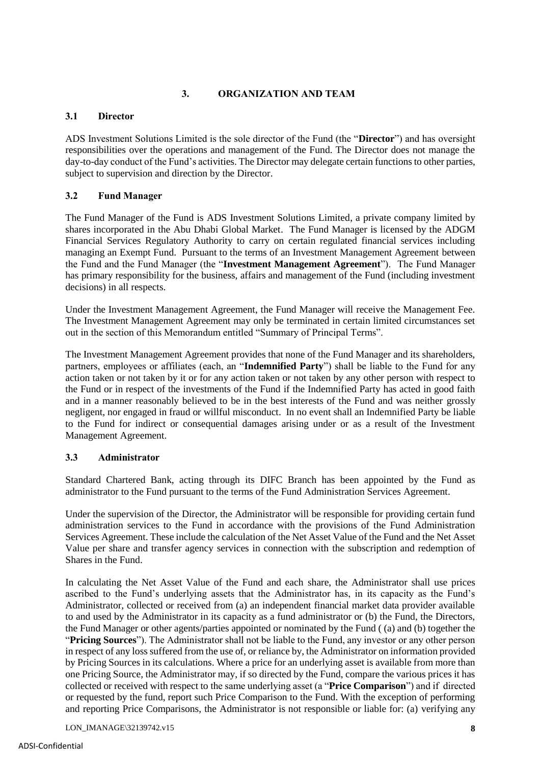## 3. ORGANIZATION AND TEAM

### 3.1 Director

ADS Investment Solutions Limited is the sole director of the Fund (the "**Director**") and has oversight responsibilities over the operations and management of the Fund. The Director does not manage the day-to-day conduct of the Fund's activities. The Director may delegate certain functions to other parties, subject to supervision and direction by the Director.

### 3.2 Fund Manager

The Fund Manager of the Fund is ADS Investment Solutions Limited, a private company limited by shares incorporated in the Abu Dhabi Global Market. The Fund Manager is licensed by the ADGM Financial Services Regulatory Authority to carry on certain regulated financial services including managing an Exempt Fund. Pursuant to the terms of an Investment Management Agreement between the Fund and the Fund Manager (the "**Investment Management Agreement**"). The Fund Manager has primary responsibility for the business, affairs and management of the Fund (including investment decisions) in all respects.

Under the Investment Management Agreement, the Fund Manager will receive the Management Fee. The Investment Management Agreement may only be terminated in certain limited circumstances set out in the section of this Memorandum entitled "Summary of Principal Terms".

The Investment Management Agreement provides that none of the Fund Manager and its shareholders, partners, employees or affiliates (each, an "**Indemnified Party**") shall be liable to the Fund for any action taken or not taken by it or for any action taken or not taken by any other person with respect to the Fund or in respect of the investments of the Fund if the Indemnified Party has acted in good faith and in a manner reasonably believed to be in the best interests of the Fund and was neither grossly negligent, nor engaged in fraud or willful misconduct. In no event shall an Indemnified Party be liable to the Fund for indirect or consequential damages arising under or as a result of the Investment Management Agreement.

### 3.3 Administrator

Standard Chartered Bank, acting through its DIFC Branch has been appointed by the Fund as administrator to the Fund pursuant to the terms of the Fund Administration Services Agreement.

Under the supervision of the Director, the Administrator will be responsible for providing certain fund administration services to the Fund in accordance with the provisions of the Fund Administration Services Agreement. These include the calculation of the Net Asset Value of the Fund and the Net Asset Value per share and transfer agency services in connection with the subscription and redemption of Shares in the Fund.

In calculating the Net Asset Value of the Fund and each share, the Administrator shall use prices ascribed to the Fund's underlying assets that the Administrator has, in its capacity as the Fund's Administrator, collected or received from (a) an independent financial market data provider available to and used by the Administrator in its capacity as a fund administrator or (b) the Fund, the Directors, the Fund Manager or other agents/parties appointed or nominated by the Fund ( (a) and (b) together the "**Pricing Sources**"). The Administrator shall not be liable to the Fund, any investor or any other person in respect of any loss suffered from the use of, or reliance by, the Administrator on information provided by Pricing Sources in its calculations. Where a price for an underlying asset is available from more than one Pricing Source, the Administrator may, if so directed by the Fund, compare the various prices it has collected or received with respect to the same underlying asset (a "**Price Comparison**") and if directed or requested by the fund, report such Price Comparison to the Fund. With the exception of performing and reporting Price Comparisons, the Administrator is not responsible or liable for: (a) verifying any

LON_IMANAGE\32139742.v15

ADSI-Confidential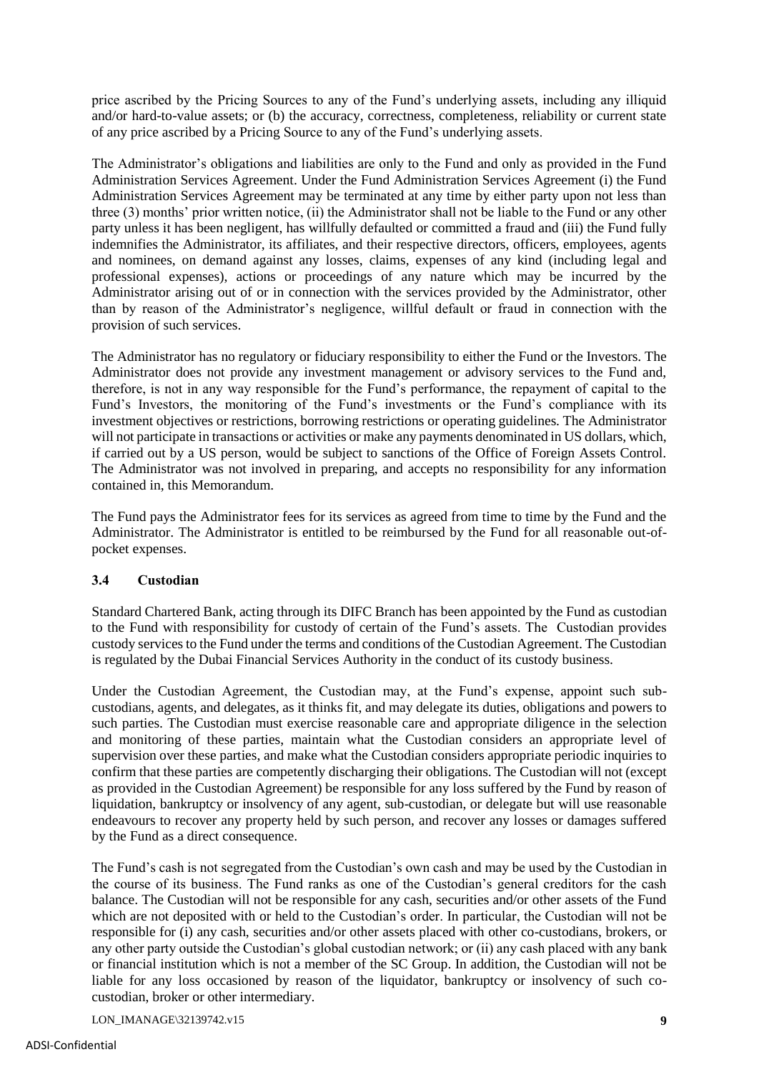price ascribed by the Pricing Sources to any of the Fund's underlying assets, including any illiquid and/or hard-to-value assets; or (b) the accuracy, correctness, completeness, reliability or current state of any price ascribed by a Pricing Source to any of the Fund's underlying assets.

The Administrator's obligations and liabilities are only to the Fund and only as provided in the Fund Administration Services Agreement. Under the Fund Administration Services Agreement (i) the Fund Administration Services Agreement may be terminated at any time by either party upon not less than three (3) months' prior written notice, (ii) the Administrator shall not be liable to the Fund or any other party unless it has been negligent, has willfully defaulted or committed a fraud and (iii) the Fund fully indemnifies the Administrator, its affiliates, and their respective directors, officers, employees, agents and nominees, on demand against any losses, claims, expenses of any kind (including legal and professional expenses), actions or proceedings of any nature which may be incurred by the Administrator arising out of or in connection with the services provided by the Administrator, other than by reason of the Administrator's negligence, willful default or fraud in connection with the provision of such services.

The Administrator has no regulatory or fiduciary responsibility to either the Fund or the Investors. The Administrator does not provide any investment management or advisory services to the Fund and, therefore, is not in any way responsible for the Fund's performance, the repayment of capital to the Fund's Investors, the monitoring of the Fund's investments or the Fund's compliance with its investment objectives or restrictions, borrowing restrictions or operating guidelines. The Administrator will not participate in transactions or activities or make any payments denominated in US dollars, which, if carried out by a US person, would be subject to sanctions of the Office of Foreign Assets Control. The Administrator was not involved in preparing, and accepts no responsibility for any information contained in, this Memorandum.

The Fund pays the Administrator fees for its services as agreed from time to time by the Fund and the Administrator. The Administrator is entitled to be reimbursed by the Fund for all reasonable out-of-pocket expenses.

### 3.4 Custodian

Standard Chartered Bank, acting through its DIFC Branch has been appointed by the Fund as custodian to the Fund with responsibility for custody of certain of the Fund's assets. The Custodian provides custody services to the Fund under the terms and conditions of the Custodian Agreement. The Custodian is regulated by the Dubai Financial Services Authority in the conduct of its custody business.

Under the Custodian Agreement, the Custodian may, at the Fund's expense, appoint such sub-custodians, agents, and delegates, as it thinks fit, and may delegate its duties, obligations and powers to such parties. The Custodian must exercise reasonable care and appropriate diligence in the selection and monitoring of these parties, maintain what the Custodian considers an appropriate level of supervision over these parties, and make what the Custodian considers appropriate periodic inquiries to confirm that these parties are competently discharging their obligations. The Custodian will not (except as provided in the Custodian Agreement) be responsible for any loss suffered by the Fund by reason of liquidation, bankruptcy or insolvency of any agent, sub-custodian, or delegate but will use reasonable endeavours to recover any property held by such person, and recover any losses or damages suffered by the Fund as a direct consequence.

The Fund's cash is not segregated from the Custodian's own cash and may be used by the Custodian in the course of its business. The Fund ranks as one of the Custodian's general creditors for the cash balance. The Custodian will not be responsible for any cash, securities and/or other assets of the Fund which are not deposited with or held to the Custodian's order. In particular, the Custodian will not be responsible for (i) any cash, securities and/or other assets placed with other co-custodians, brokers, or any other party outside the Custodian's global custodian network; or (ii) any cash placed with any bank or financial institution which is not a member of the SC Group. In addition, the Custodian will not be liable for any loss occasioned by reason of the liquidator, bankruptcy or insolvency of such co-custodian, broker or other intermediary.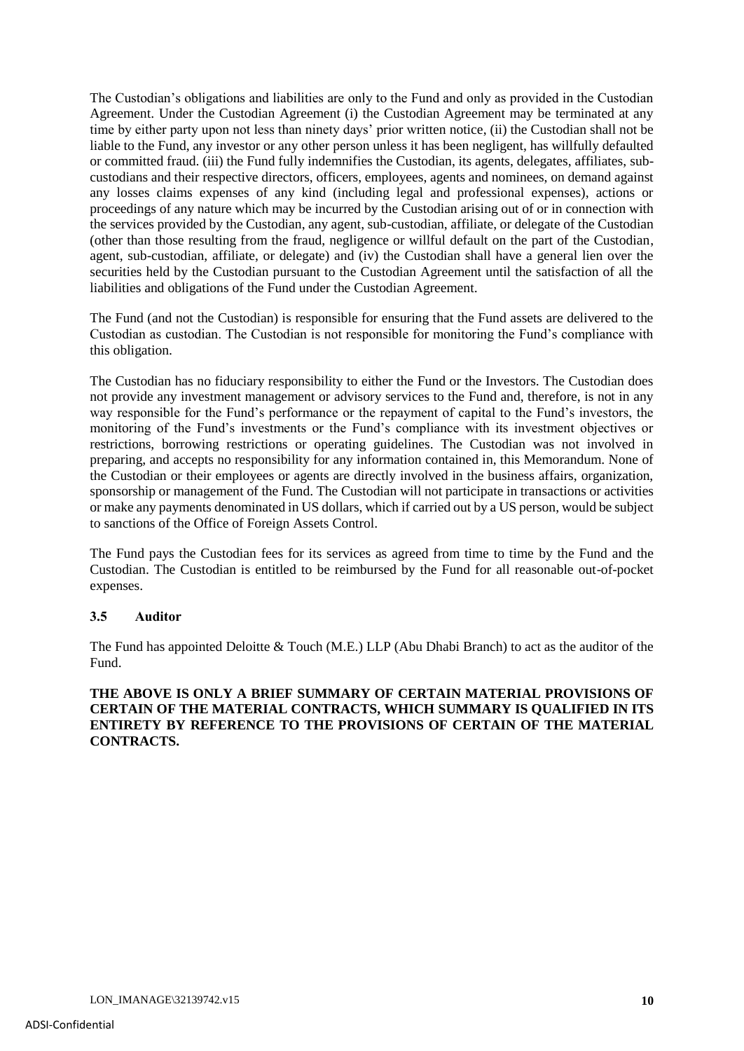The Custodian's obligations and liabilities are only to the Fund and only as provided in the Custodian Agreement. Under the Custodian Agreement (i) the Custodian Agreement may be terminated at any time by either party upon not less than ninety days' prior written notice, (ii) the Custodian shall not be liable to the Fund, any investor or any other person unless it has been negligent, has willfully defaulted or committed fraud. (iii) the Fund fully indemnifies the Custodian, its agents, delegates, affiliates, sub-custodians and their respective directors, officers, employees, agents and nominees, on demand against any losses claims expenses of any kind (including legal and professional expenses), actions or proceedings of any nature which may be incurred by the Custodian arising out of or in connection with the services provided by the Custodian, any agent, sub-custodian, affiliate, or delegate of the Custodian (other than those resulting from the fraud, negligence or willful default on the part of the Custodian, agent, sub-custodian, affiliate, or delegate) and (iv) the Custodian shall have a general lien over the securities held by the Custodian pursuant to the Custodian Agreement until the satisfaction of all the liabilities and obligations of the Fund under the Custodian Agreement.

The Fund (and not the Custodian) is responsible for ensuring that the Fund assets are delivered to the Custodian as custodian. The Custodian is not responsible for monitoring the Fund's compliance with this obligation.

The Custodian has no fiduciary responsibility to either the Fund or the Investors. The Custodian does not provide any investment management or advisory services to the Fund and, therefore, is not in any way responsible for the Fund's performance or the repayment of capital to the Fund's investors, the monitoring of the Fund's investments or the Fund's compliance with its investment objectives or restrictions, borrowing restrictions or operating guidelines. The Custodian was not involved in preparing, and accepts no responsibility for any information contained in, this Memorandum. None of the Custodian or their employees or agents are directly involved in the business affairs, organization, sponsorship or management of the Fund. The Custodian will not participate in transactions or activities or make any payments denominated in US dollars, which if carried out by a US person, would be subject to sanctions of the Office of Foreign Assets Control.

The Fund pays the Custodian fees for its services as agreed from time to time by the Fund and the Custodian. The Custodian is entitled to be reimbursed by the Fund for all reasonable out-of-pocket expenses.

### 3.5 Auditor

The Fund has appointed Deloitte & Touch (M.E.) LLP (Abu Dhabi Branch) to act as the auditor of the Fund.

**THE ABOVE IS ONLY A BRIEF SUMMARY OF CERTAIN MATERIAL PROVISIONS OF CERTAIN OF THE MATERIAL CONTRACTS, WHICH SUMMARY IS QUALIFIED IN ITS ENTIRETY BY REFERENCE TO THE PROVISIONS OF CERTAIN OF THE MATERIAL CONTRACTS.**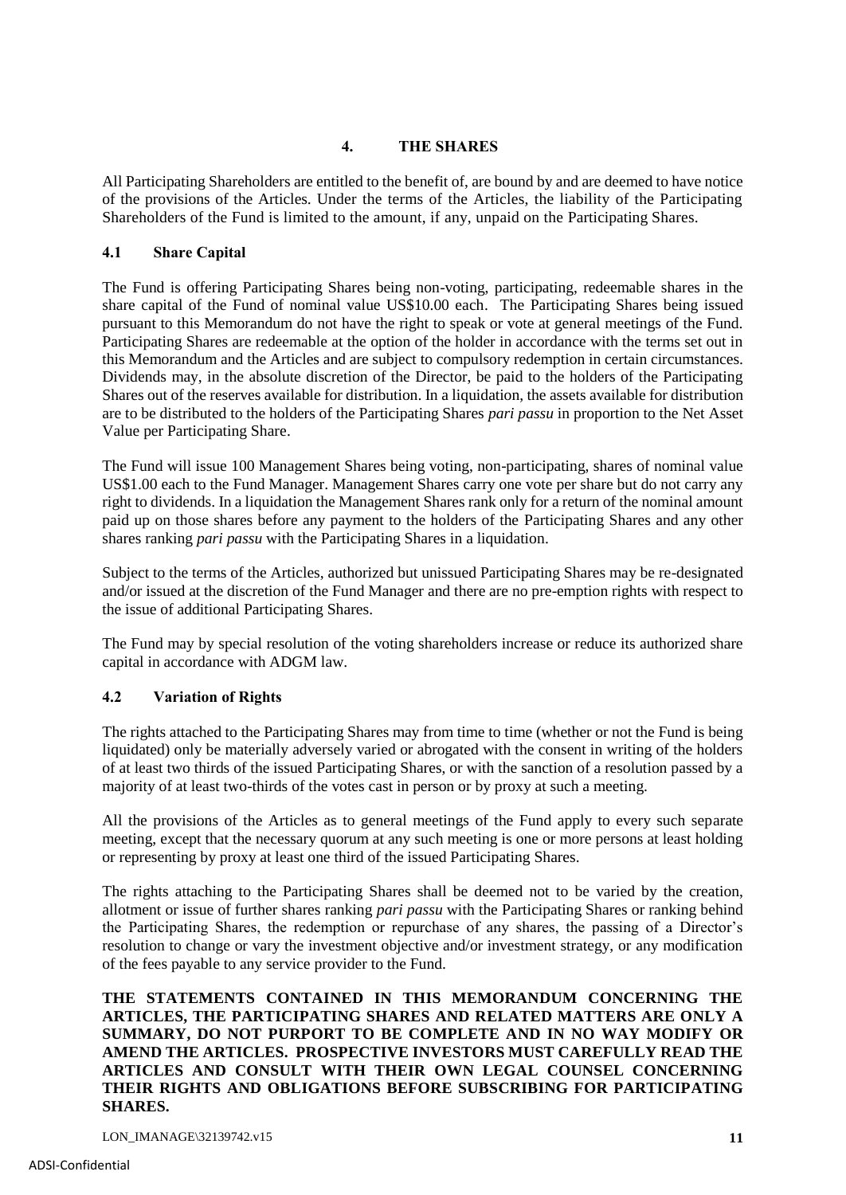## 4. THE SHARES

All Participating Shareholders are entitled to the benefit of, are bound by and are deemed to have notice of the provisions of the Articles. Under the terms of the Articles, the liability of the Participating Shareholders of the Fund is limited to the amount, if any, unpaid on the Participating Shares.

### 4.1 Share Capital

The Fund is offering Participating Shares being non-voting, participating, redeemable shares in the share capital of the Fund of nominal value US$10.00 each. The Participating Shares being issued pursuant to this Memorandum do not have the right to speak or vote at general meetings of the Fund. Participating Shares are redeemable at the option of the holder in accordance with the terms set out in this Memorandum and the Articles and are subject to compulsory redemption in certain circumstances. Dividends may, in the absolute discretion of the Director, be paid to the holders of the Participating Shares out of the reserves available for distribution. In a liquidation, the assets available for distribution are to be distributed to the holders of the Participating Shares *pari passu* in proportion to the Net Asset Value per Participating Share.

The Fund will issue 100 Management Shares being voting, non-participating, shares of nominal value US$1.00 each to the Fund Manager. Management Shares carry one vote per share but do not carry any right to dividends. In a liquidation the Management Shares rank only for a return of the nominal amount paid up on those shares before any payment to the holders of the Participating Shares and any other shares ranking *pari passu* with the Participating Shares in a liquidation.

Subject to the terms of the Articles, authorized but unissued Participating Shares may be re-designated and/or issued at the discretion of the Fund Manager and there are no pre-emption rights with respect to the issue of additional Participating Shares.

The Fund may by special resolution of the voting shareholders increase or reduce its authorized share capital in accordance with ADGM law.

### 4.2 Variation of Rights

The rights attached to the Participating Shares may from time to time (whether or not the Fund is being liquidated) only be materially adversely varied or abrogated with the consent in writing of the holders of at least two thirds of the issued Participating Shares, or with the sanction of a resolution passed by a majority of at least two-thirds of the votes cast in person or by proxy at such a meeting.

All the provisions of the Articles as to general meetings of the Fund apply to every such separate meeting, except that the necessary quorum at any such meeting is one or more persons at least holding or representing by proxy at least one third of the issued Participating Shares.

The rights attaching to the Participating Shares shall be deemed not to be varied by the creation, allotment or issue of further shares ranking *pari passu* with the Participating Shares or ranking behind the Participating Shares, the redemption or repurchase of any shares, the passing of a Director's resolution to change or vary the investment objective and/or investment strategy, or any modification of the fees payable to any service provider to the Fund.

**THE STATEMENTS CONTAINED IN THIS MEMORANDUM CONCERNING THE ARTICLES, THE PARTICIPATING SHARES AND RELATED MATTERS ARE ONLY A SUMMARY, DO NOT PURPORT TO BE COMPLETE AND IN NO WAY MODIFY OR AMEND THE ARTICLES. PROSPECTIVE INVESTORS MUST CAREFULLY READ THE ARTICLES AND CONSULT WITH THEIR OWN LEGAL COUNSEL CONCERNING THEIR RIGHTS AND OBLIGATIONS BEFORE SUBSCRIBING FOR PARTICIPATING SHARES.**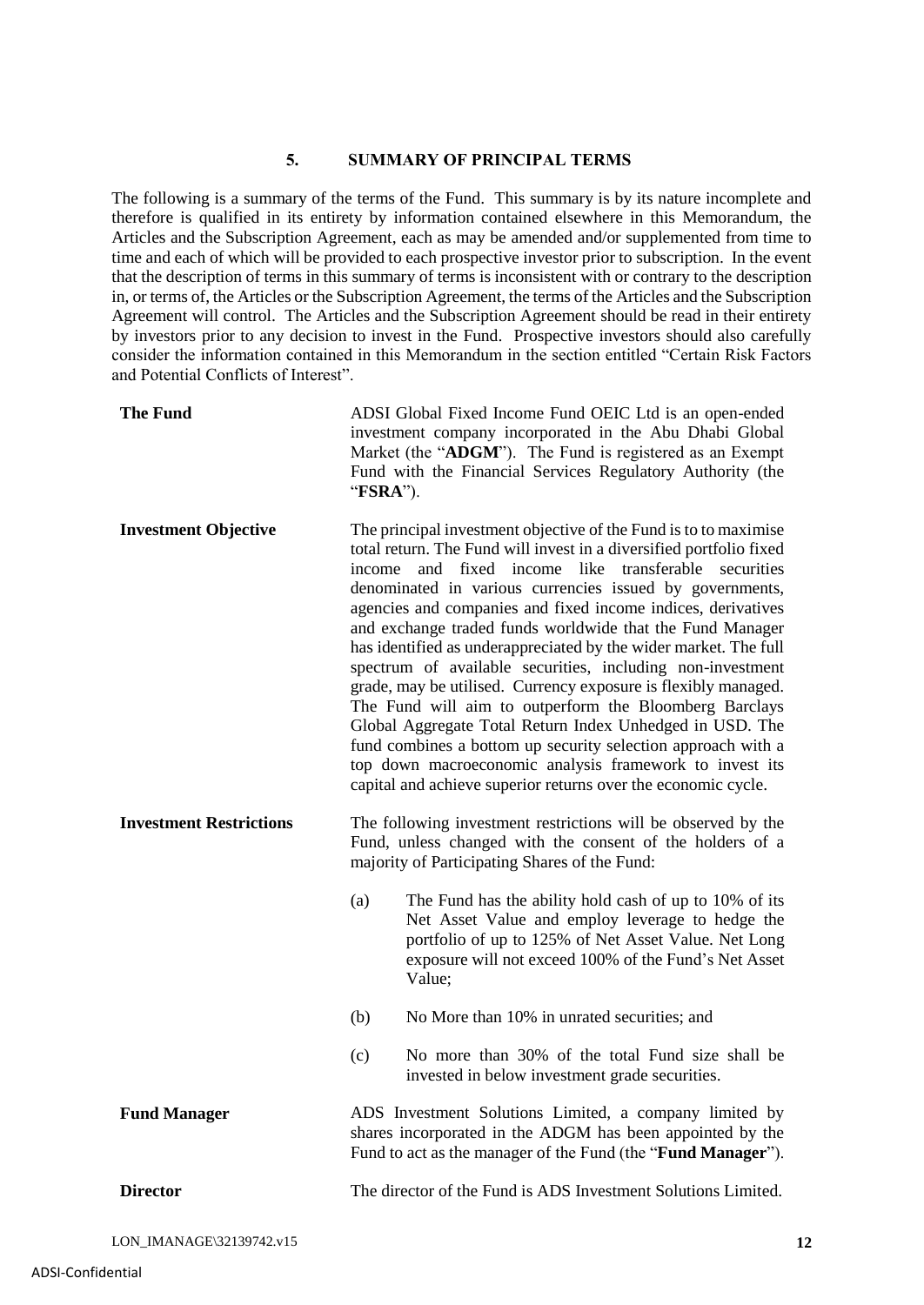## 5. SUMMARY OF PRINCIPAL TERMS

The following is a summary of the terms of the Fund. This summary is by its nature incomplete and therefore is qualified in its entirety by information contained elsewhere in this Memorandum, the Articles and the Subscription Agreement, each as may be amended and/or supplemented from time to time and each of which will be provided to each prospective investor prior to subscription. In the event that the description of terms in this summary of terms is inconsistent with or contrary to the description in, or terms of, the Articles or the Subscription Agreement, the terms of the Articles and the Subscription Agreement will control. The Articles and the Subscription Agreement should be read in their entirety by investors prior to any decision to invest in the Fund. Prospective investors should also carefully consider the information contained in this Memorandum in the section entitled "Certain Risk Factors and Potential Conflicts of Interest".

**The Fund**

ADSI Global Fixed Income Fund OEIC Ltd is an open-ended investment company incorporated in the Abu Dhabi Global Market (the "**ADGM**"). The Fund is registered as an Exempt Fund with the Financial Services Regulatory Authority (the "**FSRA**").

**Investment Objective**

The principal investment objective of the Fund is to to maximise total return. The Fund will invest in a diversified portfolio fixed income and fixed income like transferable securities denominated in various currencies issued by governments, agencies and companies and fixed income indices, derivatives and exchange traded funds worldwide that the Fund Manager has identified as underappreciated by the wider market. The full spectrum of available securities, including non-investment grade, may be utilised. Currency exposure is flexibly managed. The Fund will aim to outperform the Bloomberg Barclays Global Aggregate Total Return Index Unhedged in USD. The fund combines a bottom up security selection approach with a top down macroeconomic analysis framework to invest its capital and achieve superior returns over the economic cycle.

**Investment Restrictions**

The following investment restrictions will be observed by the Fund, unless changed with the consent of the holders of a majority of Participating Shares of the Fund:

(a) The Fund has the ability hold cash of up to 10% of its Net Asset Value and employ leverage to hedge the portfolio of up to 125% of Net Asset Value. Net Long exposure will not exceed 100% of the Fund's Net Asset Value;

(b) No More than 10% in unrated securities; and

(c) No more than 30% of the total Fund size shall be invested in below investment grade securities.

**Fund Manager**

ADS Investment Solutions Limited, a company limited by shares incorporated in the ADGM has been appointed by the Fund to act as the manager of the Fund (the "**Fund Manager**").

**Director**

The director of the Fund is ADS Investment Solutions Limited.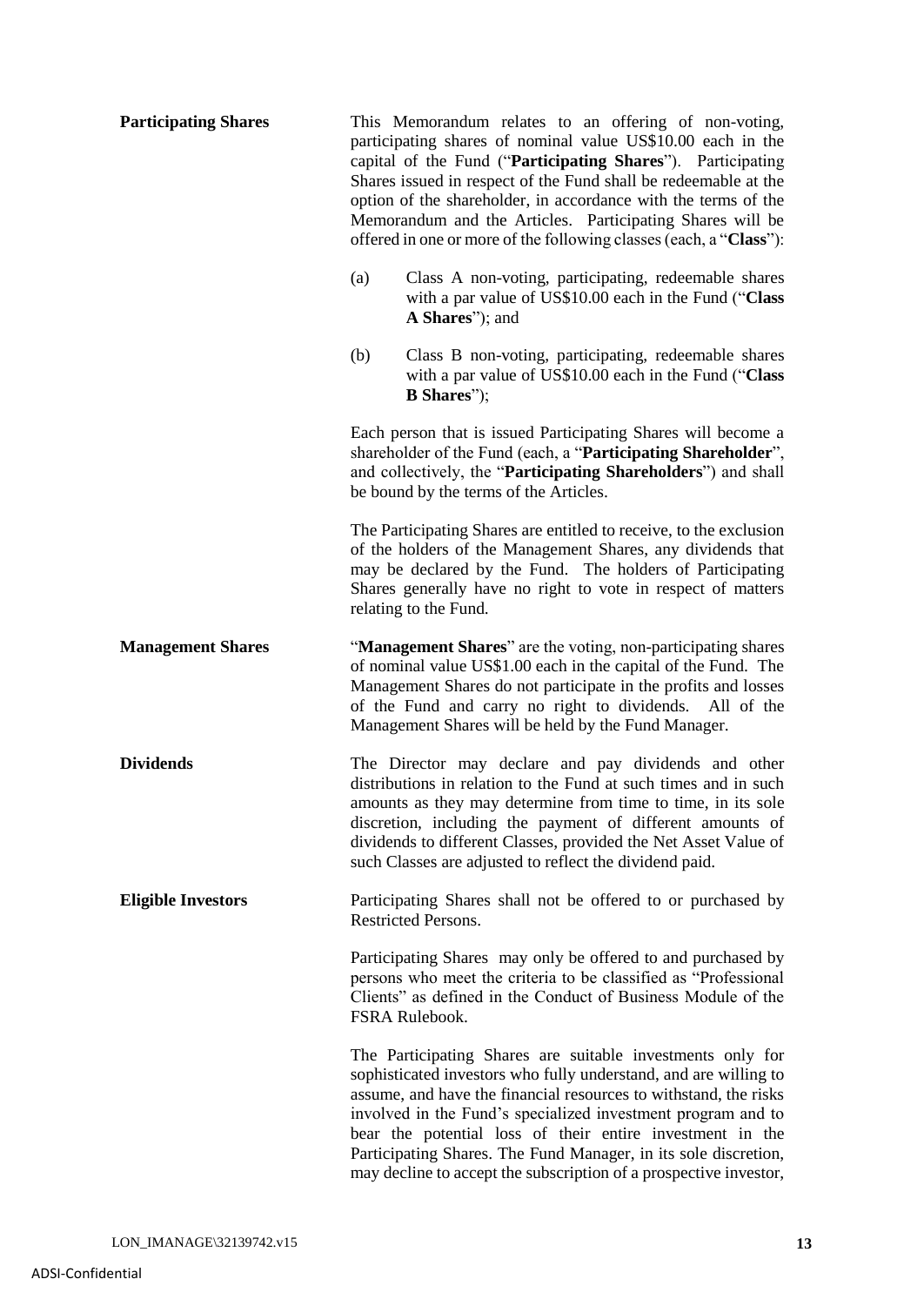**Participating Shares**

This Memorandum relates to an offering of non-voting, participating shares of nominal value US$10.00 each in the capital of the Fund ("**Participating Shares**"). Participating Shares issued in respect of the Fund shall be redeemable at the option of the shareholder, in accordance with the terms of the Memorandum and the Articles. Participating Shares will be offered in one or more of the following classes (each, a "**Class**"):

(a) Class A non-voting, participating, redeemable shares with a par value of US$10.00 each in the Fund ("**Class A Shares**"); and

(b) Class B non-voting, participating, redeemable shares with a par value of US$10.00 each in the Fund ("**Class B Shares**");

Each person that is issued Participating Shares will become a shareholder of the Fund (each, a "**Participating Shareholder**", and collectively, the "**Participating Shareholders**") and shall be bound by the terms of the Articles.

The Participating Shares are entitled to receive, to the exclusion of the holders of the Management Shares, any dividends that may be declared by the Fund. The holders of Participating Shares generally have no right to vote in respect of matters relating to the Fund.

**Management Shares**

"**Management Shares**" are the voting, non-participating shares of nominal value US$1.00 each in the capital of the Fund. The Management Shares do not participate in the profits and losses of the Fund and carry no right to dividends. All of the Management Shares will be held by the Fund Manager.

**Dividends**

The Director may declare and pay dividends and other distributions in relation to the Fund at such times and in such amounts as they may determine from time to time, in its sole discretion, including the payment of different amounts of dividends to different Classes, provided the Net Asset Value of such Classes are adjusted to reflect the dividend paid.

**Eligible Investors**

Participating Shares shall not be offered to or purchased by Restricted Persons.

Participating Shares may only be offered to and purchased by persons who meet the criteria to be classified as "Professional Clients" as defined in the Conduct of Business Module of the FSRA Rulebook.

The Participating Shares are suitable investments only for sophisticated investors who fully understand, and are willing to assume, and have the financial resources to withstand, the risks involved in the Fund's specialized investment program and to bear the potential loss of their entire investment in the Participating Shares. The Fund Manager, in its sole discretion, may decline to accept the subscription of a prospective investor,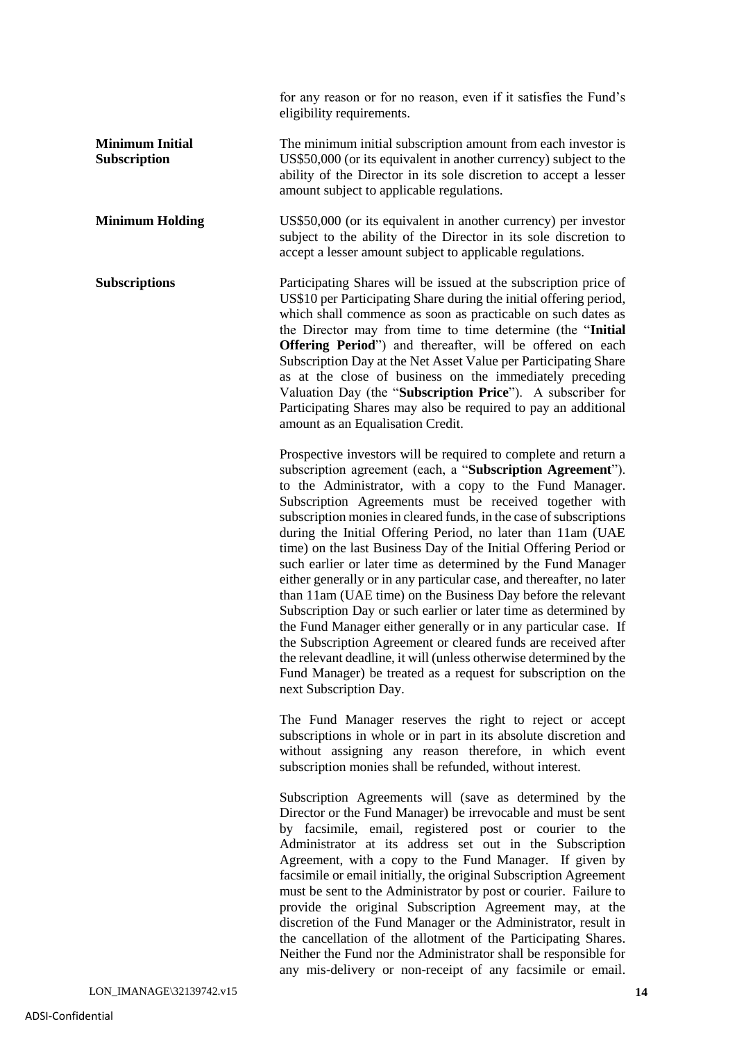for any reason or for no reason, even if it satisfies the Fund's eligibility requirements.

**Minimum Initial Subscription**

The minimum initial subscription amount from each investor is US$50,000 (or its equivalent in another currency) subject to the ability of the Director in its sole discretion to accept a lesser amount subject to applicable regulations.

**Minimum Holding**

US$50,000 (or its equivalent in another currency) per investor subject to the ability of the Director in its sole discretion to accept a lesser amount subject to applicable regulations.

**Subscriptions**

Participating Shares will be issued at the subscription price of US$10 per Participating Share during the initial offering period, which shall commence as soon as practicable on such dates as the Director may from time to time determine (the "**Initial Offering Period**") and thereafter, will be offered on each Subscription Day at the Net Asset Value per Participating Share as at the close of business on the immediately preceding Valuation Day (the "**Subscription Price**"). A subscriber for Participating Shares may also be required to pay an additional amount as an Equalisation Credit.

Prospective investors will be required to complete and return a subscription agreement (each, a "**Subscription Agreement**"). to the Administrator, with a copy to the Fund Manager. Subscription Agreements must be received together with subscription monies in cleared funds, in the case of subscriptions during the Initial Offering Period, no later than 11am (UAE time) on the last Business Day of the Initial Offering Period or such earlier or later time as determined by the Fund Manager either generally or in any particular case, and thereafter, no later than 11am (UAE time) on the Business Day before the relevant Subscription Day or such earlier or later time as determined by the Fund Manager either generally or in any particular case. If the Subscription Agreement or cleared funds are received after the relevant deadline, it will (unless otherwise determined by the Fund Manager) be treated as a request for subscription on the next Subscription Day.

The Fund Manager reserves the right to reject or accept subscriptions in whole or in part in its absolute discretion and without assigning any reason therefore, in which event subscription monies shall be refunded, without interest.

Subscription Agreements will (save as determined by the Director or the Fund Manager) be irrevocable and must be sent by facsimile, email, registered post or courier to the Administrator at its address set out in the Subscription Agreement, with a copy to the Fund Manager. If given by facsimile or email initially, the original Subscription Agreement must be sent to the Administrator by post or courier. Failure to provide the original Subscription Agreement may, at the discretion of the Fund Manager or the Administrator, result in the cancellation of the allotment of the Participating Shares. Neither the Fund nor the Administrator shall be responsible for any mis-delivery or non-receipt of any facsimile or email.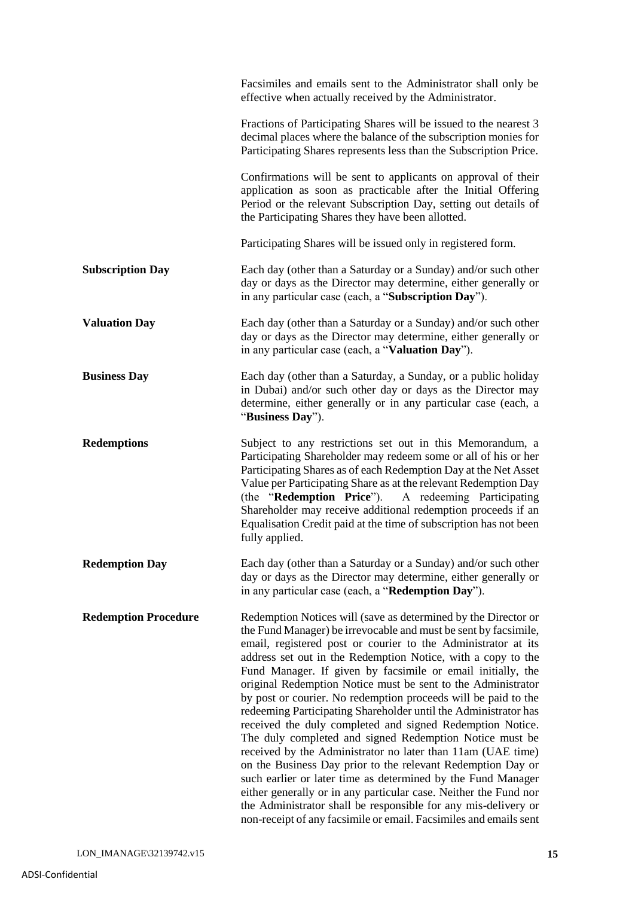Facsimiles and emails sent to the Administrator shall only be effective when actually received by the Administrator.

Fractions of Participating Shares will be issued to the nearest 3 decimal places where the balance of the subscription monies for Participating Shares represents less than the Subscription Price.

Confirmations will be sent to applicants on approval of their application as soon as practicable after the Initial Offering Period or the relevant Subscription Day, setting out details of the Participating Shares they have been allotted.

Participating Shares will be issued only in registered form.

**Subscription Day**

Each day (other than a Saturday or a Sunday) and/or such other day or days as the Director may determine, either generally or in any particular case (each, a "**Subscription Day**").

**Valuation Day**

Each day (other than a Saturday or a Sunday) and/or such other day or days as the Director may determine, either generally or in any particular case (each, a "**Valuation Day**").

**Business Day**

Each day (other than a Saturday, a Sunday, or a public holiday in Dubai) and/or such other day or days as the Director may determine, either generally or in any particular case (each, a "**Business Day**").

**Redemptions**

Subject to any restrictions set out in this Memorandum, a Participating Shareholder may redeem some or all of his or her Participating Shares as of each Redemption Day at the Net Asset Value per Participating Share as at the relevant Redemption Day (the "**Redemption Price**"). A redeeming Participating Shareholder may receive additional redemption proceeds if an Equalisation Credit paid at the time of subscription has not been fully applied.

**Redemption Day**

Each day (other than a Saturday or a Sunday) and/or such other day or days as the Director may determine, either generally or in any particular case (each, a "**Redemption Day**").

**Redemption Procedure**

Redemption Notices will (save as determined by the Director or the Fund Manager) be irrevocable and must be sent by facsimile, email, registered post or courier to the Administrator at its address set out in the Redemption Notice, with a copy to the Fund Manager. If given by facsimile or email initially, the original Redemption Notice must be sent to the Administrator by post or courier. No redemption proceeds will be paid to the redeeming Participating Shareholder until the Administrator has received the duly completed and signed Redemption Notice. The duly completed and signed Redemption Notice must be received by the Administrator no later than 11am (UAE time) on the Business Day prior to the relevant Redemption Day or such earlier or later time as determined by the Fund Manager either generally or in any particular case. Neither the Fund nor the Administrator shall be responsible for any mis-delivery or non-receipt of any facsimile or email. Facsimiles and emails sent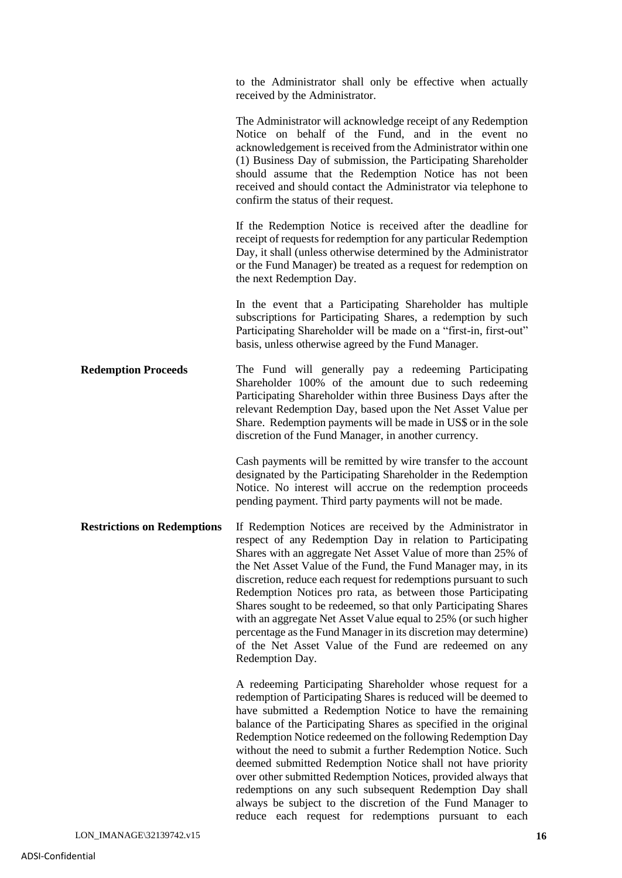to the Administrator shall only be effective when actually received by the Administrator.

The Administrator will acknowledge receipt of any Redemption Notice on behalf of the Fund, and in the event no acknowledgement is received from the Administrator within one (1) Business Day of submission, the Participating Shareholder should assume that the Redemption Notice has not been received and should contact the Administrator via telephone to confirm the status of their request.

If the Redemption Notice is received after the deadline for receipt of requests for redemption for any particular Redemption Day, it shall (unless otherwise determined by the Administrator or the Fund Manager) be treated as a request for redemption on the next Redemption Day.

In the event that a Participating Shareholder has multiple subscriptions for Participating Shares, a redemption by such Participating Shareholder will be made on a "first-in, first-out" basis, unless otherwise agreed by the Fund Manager.

**Redemption Proceeds**

The Fund will generally pay a redeeming Participating Shareholder 100% of the amount due to such redeeming Participating Shareholder within three Business Days after the relevant Redemption Day, based upon the Net Asset Value per Share. Redemption payments will be made in US$ or in the sole discretion of the Fund Manager, in another currency.

Cash payments will be remitted by wire transfer to the account designated by the Participating Shareholder in the Redemption Notice. No interest will accrue on the redemption proceeds pending payment. Third party payments will not be made.

**Restrictions on Redemptions**

If Redemption Notices are received by the Administrator in respect of any Redemption Day in relation to Participating Shares with an aggregate Net Asset Value of more than 25% of the Net Asset Value of the Fund, the Fund Manager may, in its discretion, reduce each request for redemptions pursuant to such Redemption Notices pro rata, as between those Participating Shares sought to be redeemed, so that only Participating Shares with an aggregate Net Asset Value equal to 25% (or such higher percentage as the Fund Manager in its discretion may determine) of the Net Asset Value of the Fund are redeemed on any Redemption Day.

A redeeming Participating Shareholder whose request for a redemption of Participating Shares is reduced will be deemed to have submitted a Redemption Notice to have the remaining balance of the Participating Shares as specified in the original Redemption Notice redeemed on the following Redemption Day without the need to submit a further Redemption Notice. Such deemed submitted Redemption Notice shall not have priority over other submitted Redemption Notices, provided always that redemptions on any such subsequent Redemption Day shall always be subject to the discretion of the Fund Manager to reduce each request for redemptions pursuant to each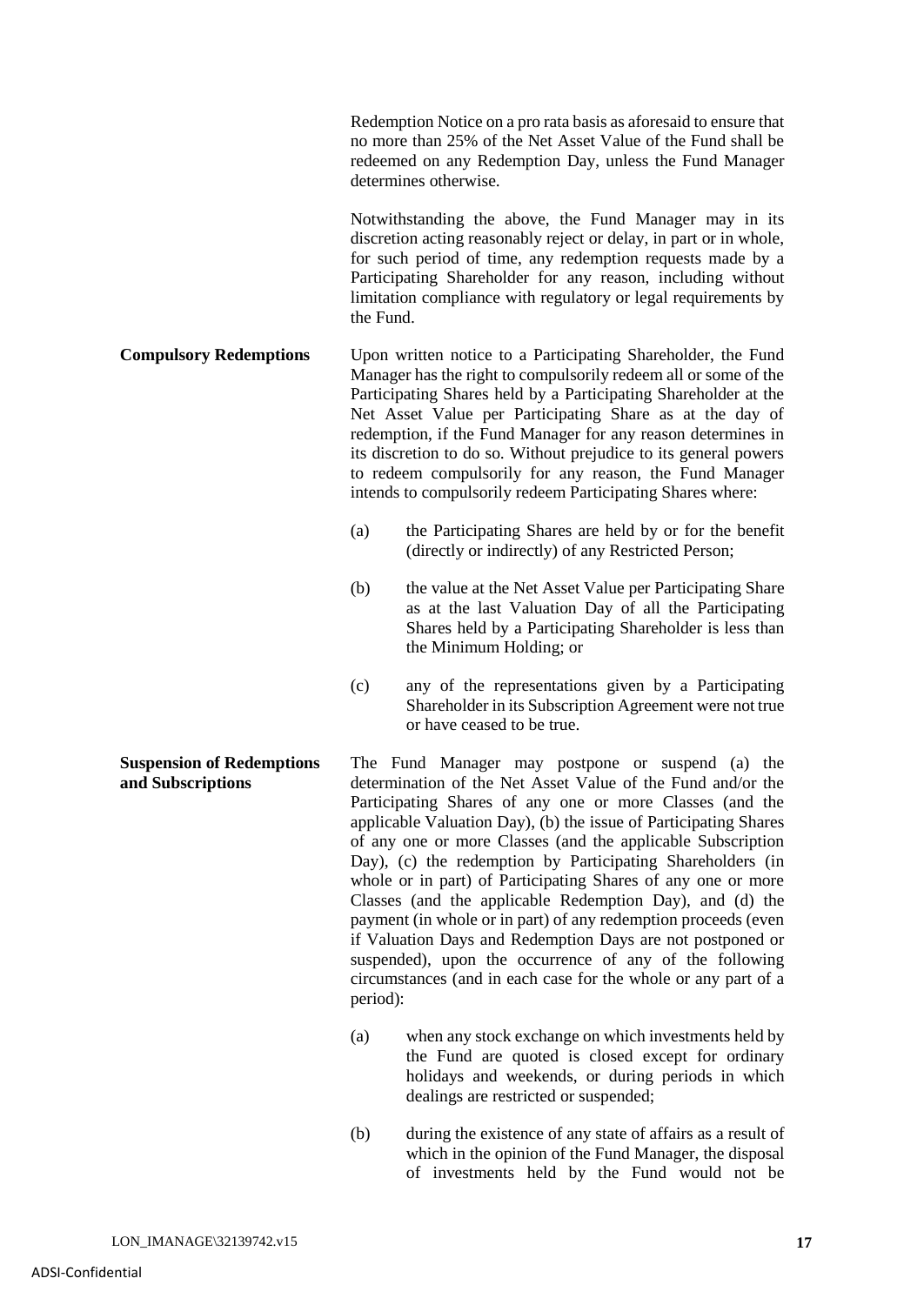Redemption Notice on a pro rata basis as aforesaid to ensure that no more than 25% of the Net Asset Value of the Fund shall be redeemed on any Redemption Day, unless the Fund Manager determines otherwise.

Notwithstanding the above, the Fund Manager may in its discretion acting reasonably reject or delay, in part or in whole, for such period of time, any redemption requests made by a Participating Shareholder for any reason, including without limitation compliance with regulatory or legal requirements by the Fund.

**Compulsory Redemptions**

Upon written notice to a Participating Shareholder, the Fund Manager has the right to compulsorily redeem all or some of the Participating Shares held by a Participating Shareholder at the Net Asset Value per Participating Share as at the day of redemption, if the Fund Manager for any reason determines in its discretion to do so. Without prejudice to its general powers to redeem compulsorily for any reason, the Fund Manager intends to compulsorily redeem Participating Shares where:

(a) the Participating Shares are held by or for the benefit (directly or indirectly) of any Restricted Person;

(b) the value at the Net Asset Value per Participating Share as at the last Valuation Day of all the Participating Shares held by a Participating Shareholder is less than the Minimum Holding; or

(c) any of the representations given by a Participating Shareholder in its Subscription Agreement were not true or have ceased to be true.

**Suspension of Redemptions and Subscriptions**

The Fund Manager may postpone or suspend (a) the determination of the Net Asset Value of the Fund and/or the Participating Shares of any one or more Classes (and the applicable Valuation Day), (b) the issue of Participating Shares of any one or more Classes (and the applicable Subscription Day), (c) the redemption by Participating Shareholders (in whole or in part) of Participating Shares of any one or more Classes (and the applicable Redemption Day), and (d) the payment (in whole or in part) of any redemption proceeds (even if Valuation Days and Redemption Days are not postponed or suspended), upon the occurrence of any of the following circumstances (and in each case for the whole or any part of a period):

(a) when any stock exchange on which investments held by the Fund are quoted is closed except for ordinary holidays and weekends, or during periods in which dealings are restricted or suspended;

(b) during the existence of any state of affairs as a result of which in the opinion of the Fund Manager, the disposal of investments held by the Fund would not be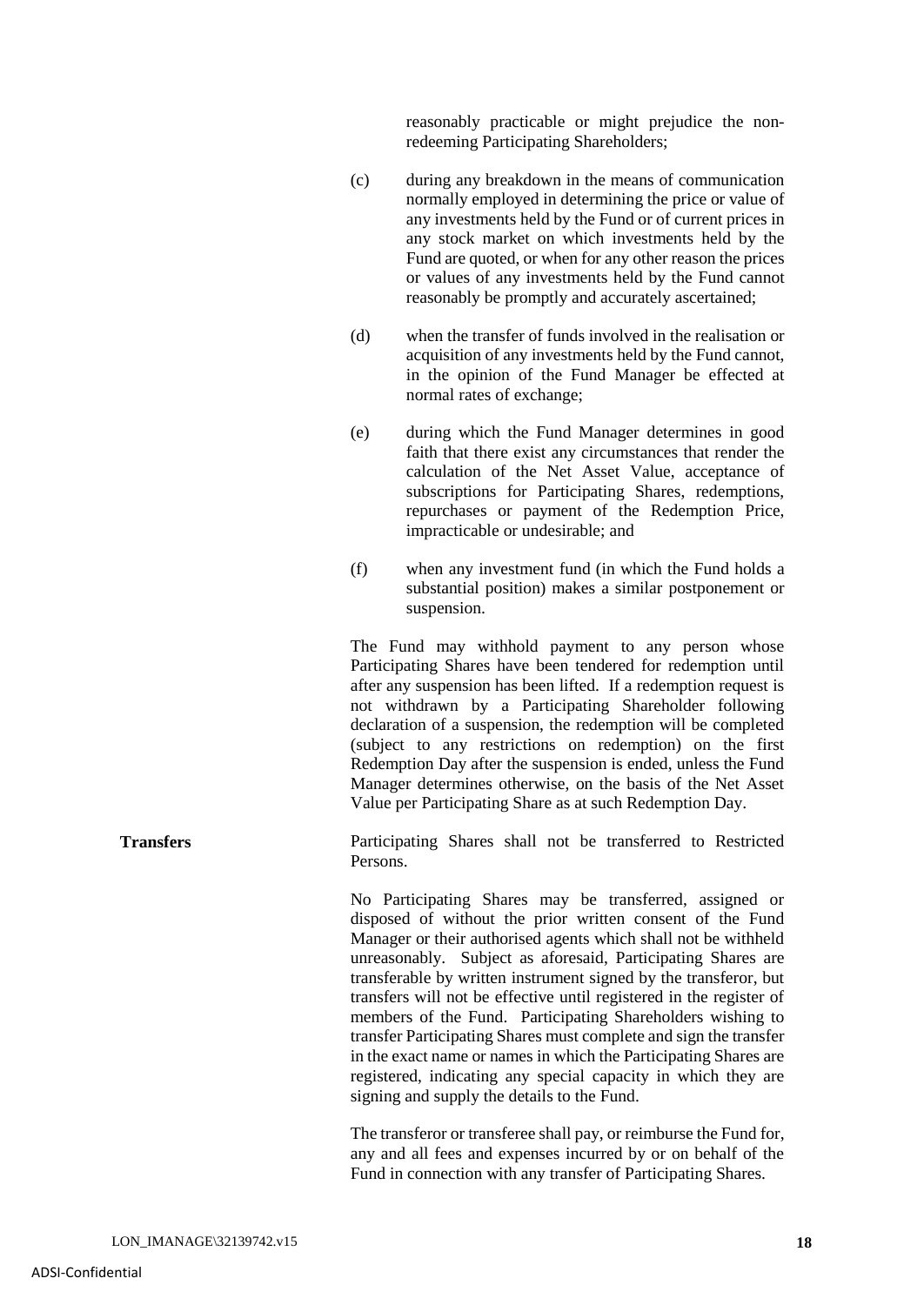reasonably practicable or might prejudice the non-redeeming Participating Shareholders;

(c) during any breakdown in the means of communication normally employed in determining the price or value of any investments held by the Fund or of current prices in any stock market on which investments held by the Fund are quoted, or when for any other reason the prices or values of any investments held by the Fund cannot reasonably be promptly and accurately ascertained;

(d) when the transfer of funds involved in the realisation or acquisition of any investments held by the Fund cannot, in the opinion of the Fund Manager be effected at normal rates of exchange;

(e) during which the Fund Manager determines in good faith that there exist any circumstances that render the calculation of the Net Asset Value, acceptance of subscriptions for Participating Shares, redemptions, repurchases or payment of the Redemption Price, impracticable or undesirable; and

(f) when any investment fund (in which the Fund holds a substantial position) makes a similar postponement or suspension.

The Fund may withhold payment to any person whose Participating Shares have been tendered for redemption until after any suspension has been lifted. If a redemption request is not withdrawn by a Participating Shareholder following declaration of a suspension, the redemption will be completed (subject to any restrictions on redemption) on the first Redemption Day after the suspension is ended, unless the Fund Manager determines otherwise, on the basis of the Net Asset Value per Participating Share as at such Redemption Day.

**Transfers**

Participating Shares shall not be transferred to Restricted Persons.

No Participating Shares may be transferred, assigned or disposed of without the prior written consent of the Fund Manager or their authorised agents which shall not be withheld unreasonably. Subject as aforesaid, Participating Shares are transferable by written instrument signed by the transferor, but transfers will not be effective until registered in the register of members of the Fund. Participating Shareholders wishing to transfer Participating Shares must complete and sign the transfer in the exact name or names in which the Participating Shares are registered, indicating any special capacity in which they are signing and supply the details to the Fund.

The transferor or transferee shall pay, or reimburse the Fund for, any and all fees and expenses incurred by or on behalf of the Fund in connection with any transfer of Participating Shares.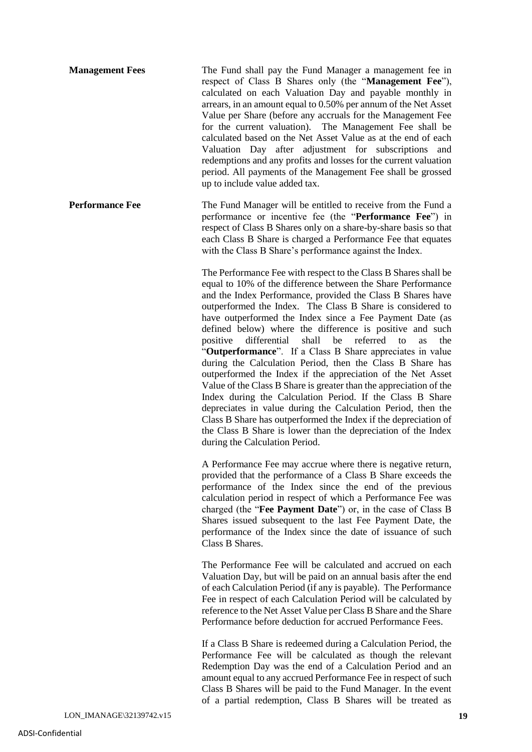**Management Fees**

The Fund shall pay the Fund Manager a management fee in respect of Class B Shares only (the "**Management Fee**"), calculated on each Valuation Day and payable monthly in arrears, in an amount equal to 0.50% per annum of the Net Asset Value per Share (before any accruals for the Management Fee for the current valuation). The Management Fee shall be calculated based on the Net Asset Value as at the end of each Valuation Day after adjustment for subscriptions and redemptions and any profits and losses for the current valuation period. All payments of the Management Fee shall be grossed up to include value added tax.

**Performance Fee**

The Fund Manager will be entitled to receive from the Fund a performance or incentive fee (the "**Performance Fee**") in respect of Class B Shares only on a share-by-share basis so that each Class B Share is charged a Performance Fee that equates with the Class B Share's performance against the Index.

The Performance Fee with respect to the Class B Shares shall be equal to 10% of the difference between the Share Performance and the Index Performance, provided the Class B Shares have outperformed the Index. The Class B Share is considered to have outperformed the Index since a Fee Payment Date (as defined below) where the difference is positive and such positive differential shall be referred to as the "**Outperformance**". If a Class B Share appreciates in value during the Calculation Period, then the Class B Share has outperformed the Index if the appreciation of the Net Asset Value of the Class B Share is greater than the appreciation of the Index during the Calculation Period. If the Class B Share depreciates in value during the Calculation Period, then the Class B Share has outperformed the Index if the depreciation of the Class B Share is lower than the depreciation of the Index during the Calculation Period.

A Performance Fee may accrue where there is negative return, provided that the performance of a Class B Share exceeds the performance of the Index since the end of the previous calculation period in respect of which a Performance Fee was charged (the "**Fee Payment Date**") or, in the case of Class B Shares issued subsequent to the last Fee Payment Date, the performance of the Index since the date of issuance of such Class B Shares.

The Performance Fee will be calculated and accrued on each Valuation Day, but will be paid on an annual basis after the end of each Calculation Period (if any is payable). The Performance Fee in respect of each Calculation Period will be calculated by reference to the Net Asset Value per Class B Share and the Share Performance before deduction for accrued Performance Fees.

If a Class B Share is redeemed during a Calculation Period, the Performance Fee will be calculated as though the relevant Redemption Day was the end of a Calculation Period and an amount equal to any accrued Performance Fee in respect of such Class B Shares will be paid to the Fund Manager. In the event of a partial redemption, Class B Shares will be treated as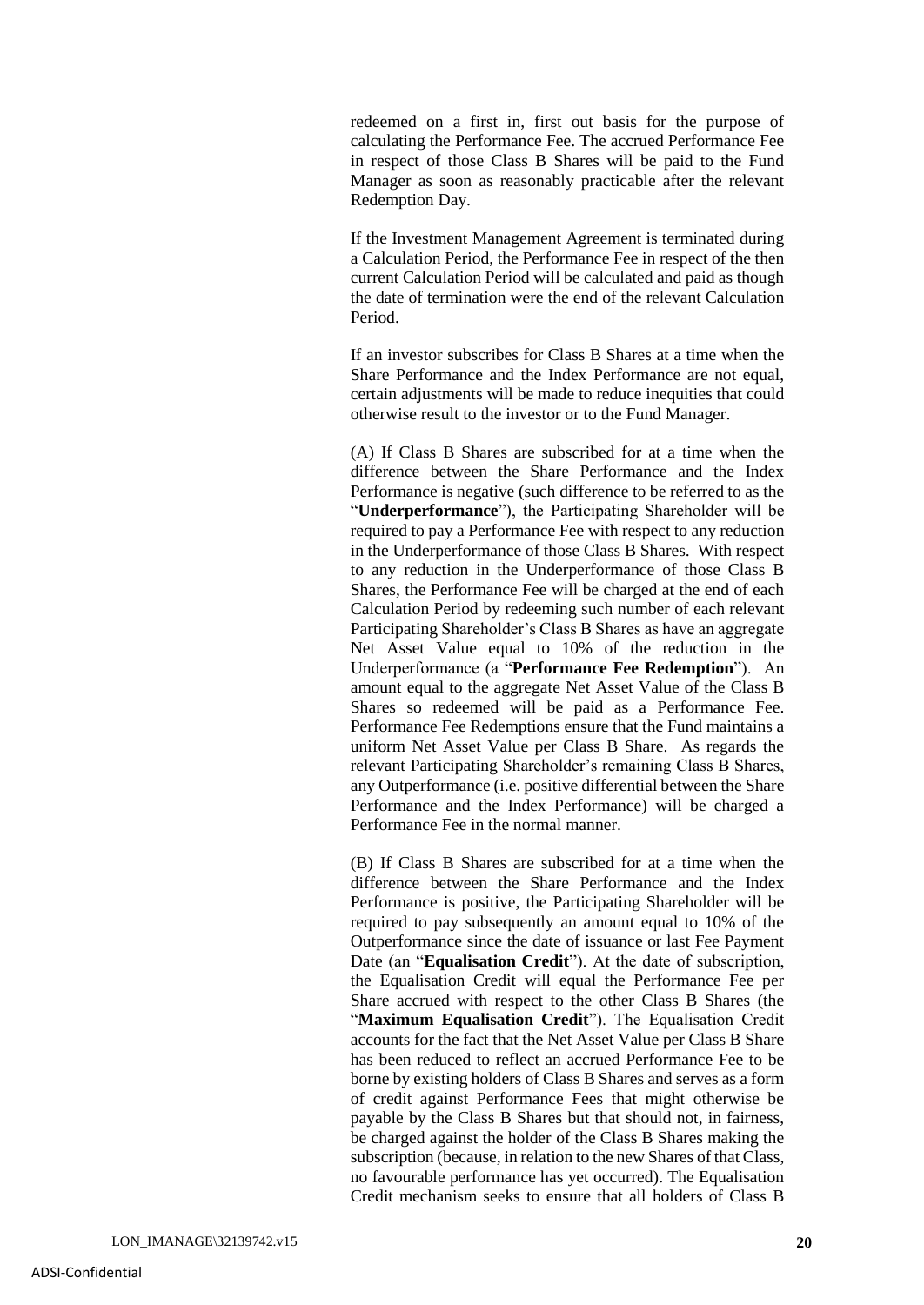redeemed on a first in, first out basis for the purpose of calculating the Performance Fee. The accrued Performance Fee in respect of those Class B Shares will be paid to the Fund Manager as soon as reasonably practicable after the relevant Redemption Day.

If the Investment Management Agreement is terminated during a Calculation Period, the Performance Fee in respect of the then current Calculation Period will be calculated and paid as though the date of termination were the end of the relevant Calculation Period.

If an investor subscribes for Class B Shares at a time when the Share Performance and the Index Performance are not equal, certain adjustments will be made to reduce inequities that could otherwise result to the investor or to the Fund Manager.

(A) If Class B Shares are subscribed for at a time when the difference between the Share Performance and the Index Performance is negative (such difference to be referred to as the "**Underperformance**"), the Participating Shareholder will be required to pay a Performance Fee with respect to any reduction in the Underperformance of those Class B Shares. With respect to any reduction in the Underperformance of those Class B Shares, the Performance Fee will be charged at the end of each Calculation Period by redeeming such number of each relevant Participating Shareholder's Class B Shares as have an aggregate Net Asset Value equal to 10% of the reduction in the Underperformance (a "**Performance Fee Redemption**"). An amount equal to the aggregate Net Asset Value of the Class B Shares so redeemed will be paid as a Performance Fee. Performance Fee Redemptions ensure that the Fund maintains a uniform Net Asset Value per Class B Share. As regards the relevant Participating Shareholder's remaining Class B Shares, any Outperformance (i.e. positive differential between the Share Performance and the Index Performance) will be charged a Performance Fee in the normal manner.

(B) If Class B Shares are subscribed for at a time when the difference between the Share Performance and the Index Performance is positive, the Participating Shareholder will be required to pay subsequently an amount equal to 10% of the Outperformance since the date of issuance or last Fee Payment Date (an "**Equalisation Credit**"). At the date of subscription, the Equalisation Credit will equal the Performance Fee per Share accrued with respect to the other Class B Shares (the "**Maximum Equalisation Credit**"). The Equalisation Credit accounts for the fact that the Net Asset Value per Class B Share has been reduced to reflect an accrued Performance Fee to be borne by existing holders of Class B Shares and serves as a form of credit against Performance Fees that might otherwise be payable by the Class B Shares but that should not, in fairness, be charged against the holder of the Class B Shares making the subscription (because, in relation to the new Shares of that Class, no favourable performance has yet occurred). The Equalisation Credit mechanism seeks to ensure that all holders of Class B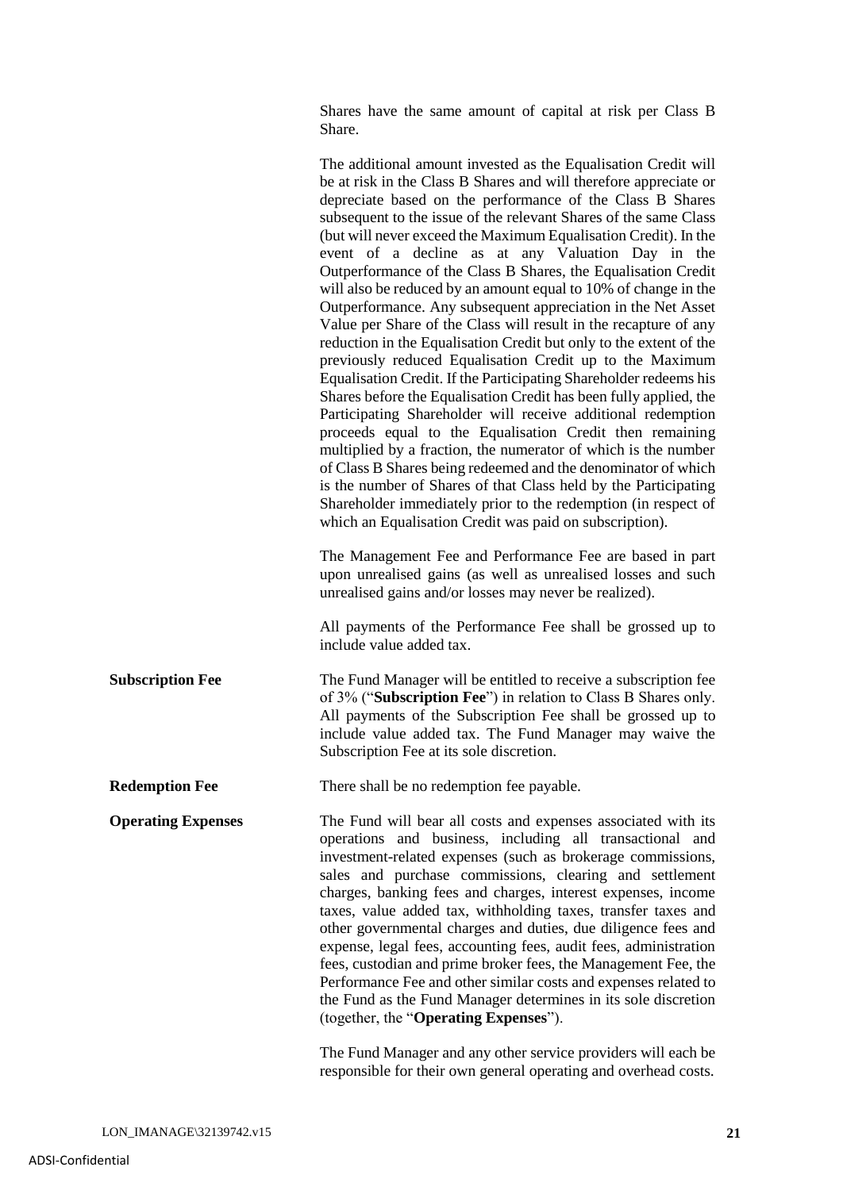Shares have the same amount of capital at risk per Class B Share.

The additional amount invested as the Equalisation Credit will be at risk in the Class B Shares and will therefore appreciate or depreciate based on the performance of the Class B Shares subsequent to the issue of the relevant Shares of the same Class (but will never exceed the Maximum Equalisation Credit). In the event of a decline as at any Valuation Day in the Outperformance of the Class B Shares, the Equalisation Credit will also be reduced by an amount equal to 10% of change in the Outperformance. Any subsequent appreciation in the Net Asset Value per Share of the Class will result in the recapture of any reduction in the Equalisation Credit but only to the extent of the previously reduced Equalisation Credit up to the Maximum Equalisation Credit. If the Participating Shareholder redeems his Shares before the Equalisation Credit has been fully applied, the Participating Shareholder will receive additional redemption proceeds equal to the Equalisation Credit then remaining multiplied by a fraction, the numerator of which is the number of Class B Shares being redeemed and the denominator of which is the number of Shares of that Class held by the Participating Shareholder immediately prior to the redemption (in respect of which an Equalisation Credit was paid on subscription).

The Management Fee and Performance Fee are based in part upon unrealised gains (as well as unrealised losses and such unrealised gains and/or losses may never be realized).

All payments of the Performance Fee shall be grossed up to include value added tax.

**Subscription Fee**

The Fund Manager will be entitled to receive a subscription fee of 3% ("**Subscription Fee**") in relation to Class B Shares only. All payments of the Subscription Fee shall be grossed up to include value added tax. The Fund Manager may waive the Subscription Fee at its sole discretion.

**Redemption Fee**

There shall be no redemption fee payable.

**Operating Expenses**

The Fund will bear all costs and expenses associated with its operations and business, including all transactional and investment-related expenses (such as brokerage commissions, sales and purchase commissions, clearing and settlement charges, banking fees and charges, interest expenses, income taxes, value added tax, withholding taxes, transfer taxes and other governmental charges and duties, due diligence fees and expense, legal fees, accounting fees, audit fees, administration fees, custodian and prime broker fees, the Management Fee, the Performance Fee and other similar costs and expenses related to the Fund as the Fund Manager determines in its sole discretion (together, the "**Operating Expenses**").

The Fund Manager and any other service providers will each be responsible for their own general operating and overhead costs.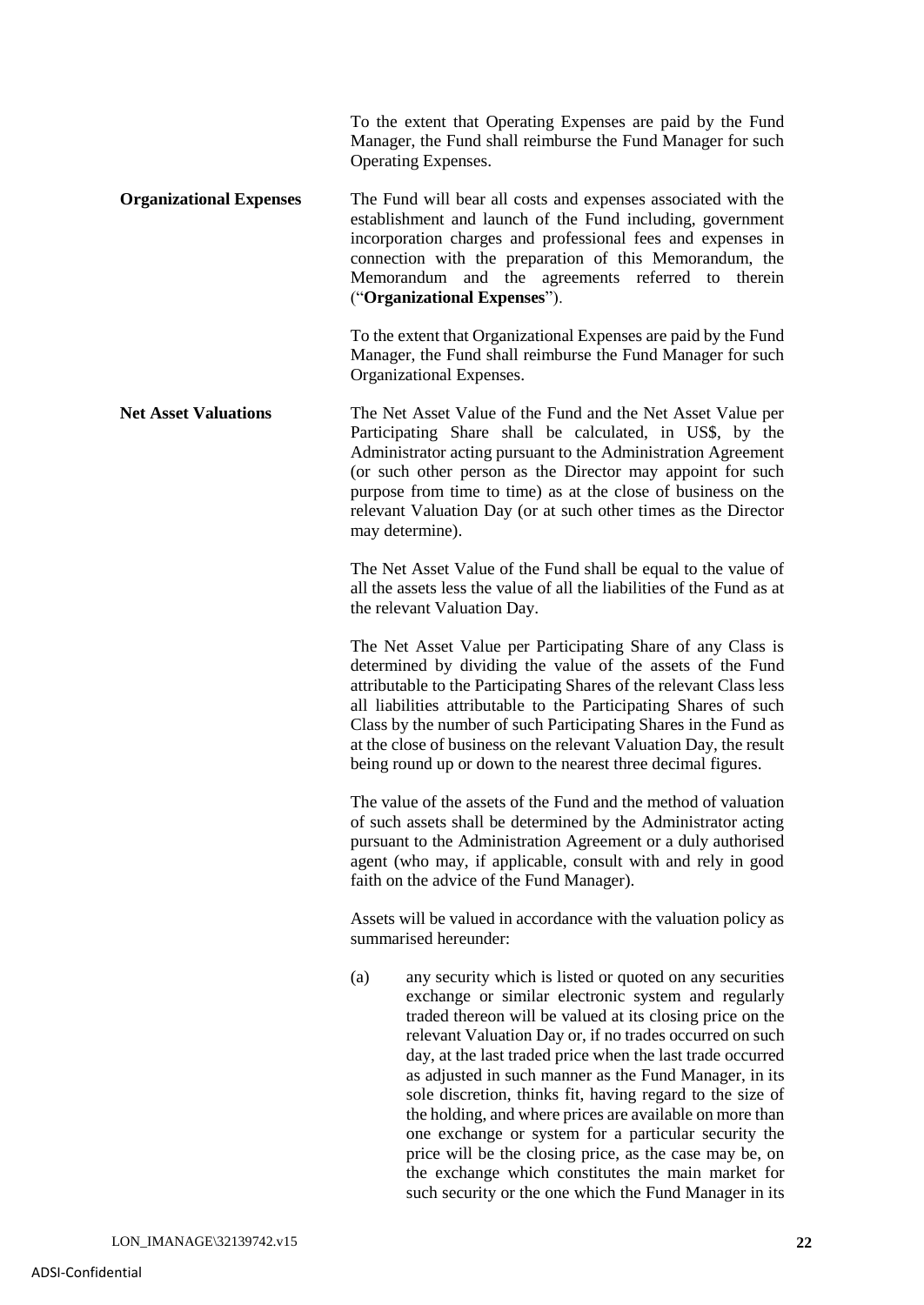To the extent that Operating Expenses are paid by the Fund Manager, the Fund shall reimburse the Fund Manager for such Operating Expenses.

**Organizational Expenses**

The Fund will bear all costs and expenses associated with the establishment and launch of the Fund including, government incorporation charges and professional fees and expenses in connection with the preparation of this Memorandum, the Memorandum and the agreements referred to therein ("**Organizational Expenses**").

To the extent that Organizational Expenses are paid by the Fund Manager, the Fund shall reimburse the Fund Manager for such Organizational Expenses.

**Net Asset Valuations**

The Net Asset Value of the Fund and the Net Asset Value per Participating Share shall be calculated, in US$, by the Administrator acting pursuant to the Administration Agreement (or such other person as the Director may appoint for such purpose from time to time) as at the close of business on the relevant Valuation Day (or at such other times as the Director may determine).

The Net Asset Value of the Fund shall be equal to the value of all the assets less the value of all the liabilities of the Fund as at the relevant Valuation Day.

The Net Asset Value per Participating Share of any Class is determined by dividing the value of the assets of the Fund attributable to the Participating Shares of the relevant Class less all liabilities attributable to the Participating Shares of such Class by the number of such Participating Shares in the Fund as at the close of business on the relevant Valuation Day, the result being round up or down to the nearest three decimal figures.

The value of the assets of the Fund and the method of valuation of such assets shall be determined by the Administrator acting pursuant to the Administration Agreement or a duly authorised agent (who may, if applicable, consult with and rely in good faith on the advice of the Fund Manager).

Assets will be valued in accordance with the valuation policy as summarised hereunder:

(a) any security which is listed or quoted on any securities exchange or similar electronic system and regularly traded thereon will be valued at its closing price on the relevant Valuation Day or, if no trades occurred on such day, at the last traded price when the last trade occurred as adjusted in such manner as the Fund Manager, in its sole discretion, thinks fit, having regard to the size of the holding, and where prices are available on more than one exchange or system for a particular security the price will be the closing price, as the case may be, on the exchange which constitutes the main market for such security or the one which the Fund Manager in its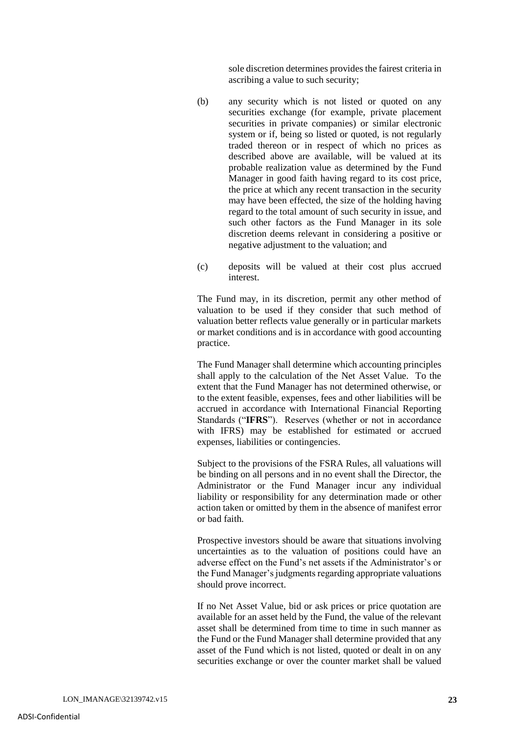sole discretion determines provides the fairest criteria in ascribing a value to such security;

(b) any security which is not listed or quoted on any securities exchange (for example, private placement securities in private companies) or similar electronic system or if, being so listed or quoted, is not regularly traded thereon or in respect of which no prices as described above are available, will be valued at its probable realization value as determined by the Fund Manager in good faith having regard to its cost price, the price at which any recent transaction in the security may have been effected, the size of the holding having regard to the total amount of such security in issue, and such other factors as the Fund Manager in its sole discretion deems relevant in considering a positive or negative adjustment to the valuation; and

(c) deposits will be valued at their cost plus accrued interest.

The Fund may, in its discretion, permit any other method of valuation to be used if they consider that such method of valuation better reflects value generally or in particular markets or market conditions and is in accordance with good accounting practice.

The Fund Manager shall determine which accounting principles shall apply to the calculation of the Net Asset Value. To the extent that the Fund Manager has not determined otherwise, or to the extent feasible, expenses, fees and other liabilities will be accrued in accordance with International Financial Reporting Standards ("**IFRS**"). Reserves (whether or not in accordance with IFRS) may be established for estimated or accrued expenses, liabilities or contingencies.

Subject to the provisions of the FSRA Rules, all valuations will be binding on all persons and in no event shall the Director, the Administrator or the Fund Manager incur any individual liability or responsibility for any determination made or other action taken or omitted by them in the absence of manifest error or bad faith.

Prospective investors should be aware that situations involving uncertainties as to the valuation of positions could have an adverse effect on the Fund's net assets if the Administrator's or the Fund Manager's judgments regarding appropriate valuations should prove incorrect.

If no Net Asset Value, bid or ask prices or price quotation are available for an asset held by the Fund, the value of the relevant asset shall be determined from time to time in such manner as the Fund or the Fund Manager shall determine provided that any asset of the Fund which is not listed, quoted or dealt in on any securities exchange or over the counter market shall be valued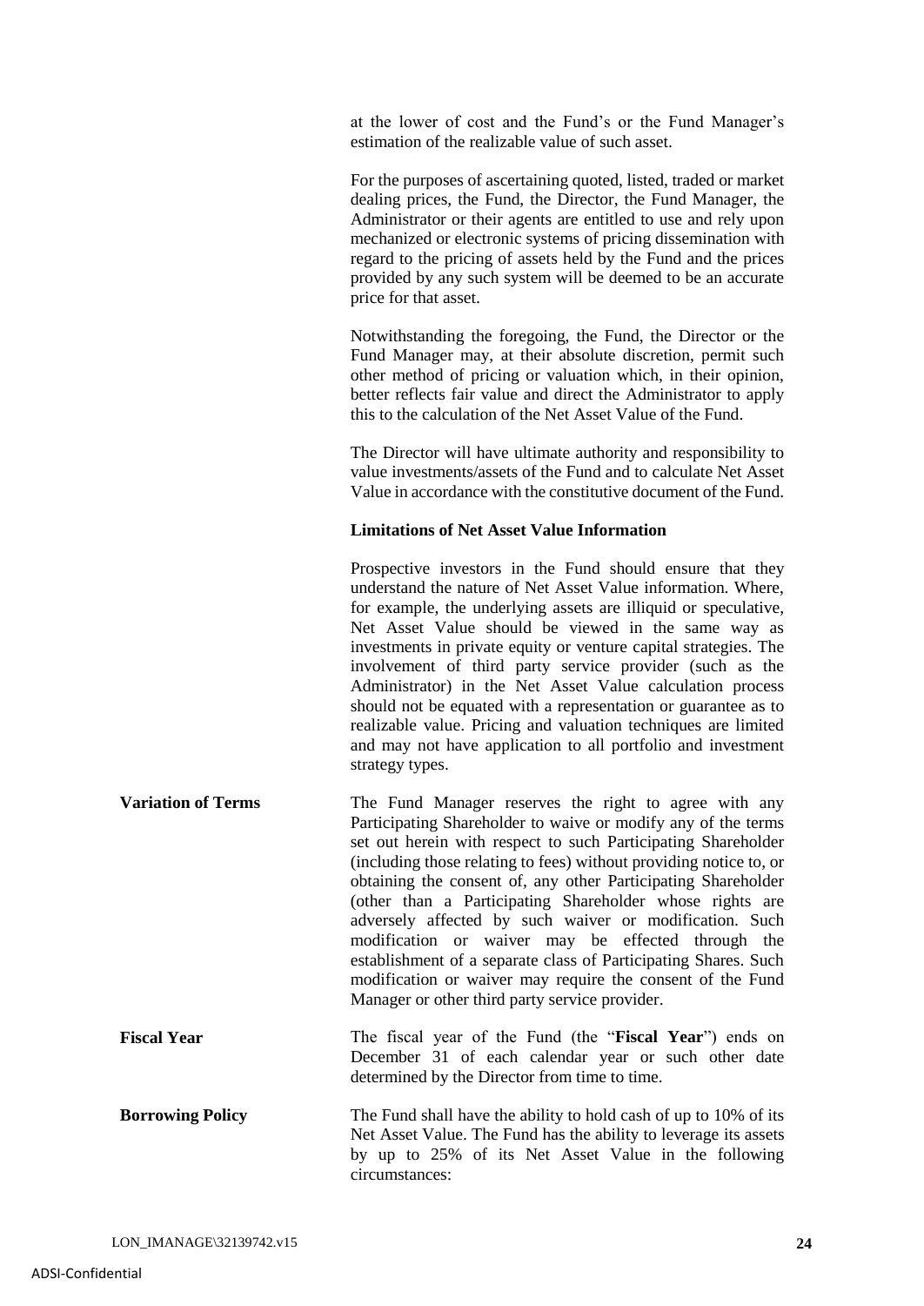at the lower of cost and the Fund's or the Fund Manager's estimation of the realizable value of such asset.

For the purposes of ascertaining quoted, listed, traded or market dealing prices, the Fund, the Director, the Fund Manager, the Administrator or their agents are entitled to use and rely upon mechanized or electronic systems of pricing dissemination with regard to the pricing of assets held by the Fund and the prices provided by any such system will be deemed to be an accurate price for that asset.

Notwithstanding the foregoing, the Fund, the Director or the Fund Manager may, at their absolute discretion, permit such other method of pricing or valuation which, in their opinion, better reflects fair value and direct the Administrator to apply this to the calculation of the Net Asset Value of the Fund.

The Director will have ultimate authority and responsibility to value investments/assets of the Fund and to calculate Net Asset Value in accordance with the constitutive document of the Fund.

**Limitations of Net Asset Value Information**

Prospective investors in the Fund should ensure that they understand the nature of Net Asset Value information. Where, for example, the underlying assets are illiquid or speculative, Net Asset Value should be viewed in the same way as investments in private equity or venture capital strategies. The involvement of third party service provider (such as the Administrator) in the Net Asset Value calculation process should not be equated with a representation or guarantee as to realizable value. Pricing and valuation techniques are limited and may not have application to all portfolio and investment strategy types.

**Variation of Terms**

The Fund Manager reserves the right to agree with any Participating Shareholder to waive or modify any of the terms set out herein with respect to such Participating Shareholder (including those relating to fees) without providing notice to, or obtaining the consent of, any other Participating Shareholder (other than a Participating Shareholder whose rights are adversely affected by such waiver or modification. Such modification or waiver may be effected through the establishment of a separate class of Participating Shares. Such modification or waiver may require the consent of the Fund Manager or other third party service provider.

**Fiscal Year**

The fiscal year of the Fund (the "**Fiscal Year**") ends on December 31 of each calendar year or such other date determined by the Director from time to time.

**Borrowing Policy**

The Fund shall have the ability to hold cash of up to 10% of its Net Asset Value. The Fund has the ability to leverage its assets by up to 25% of its Net Asset Value in the following circumstances: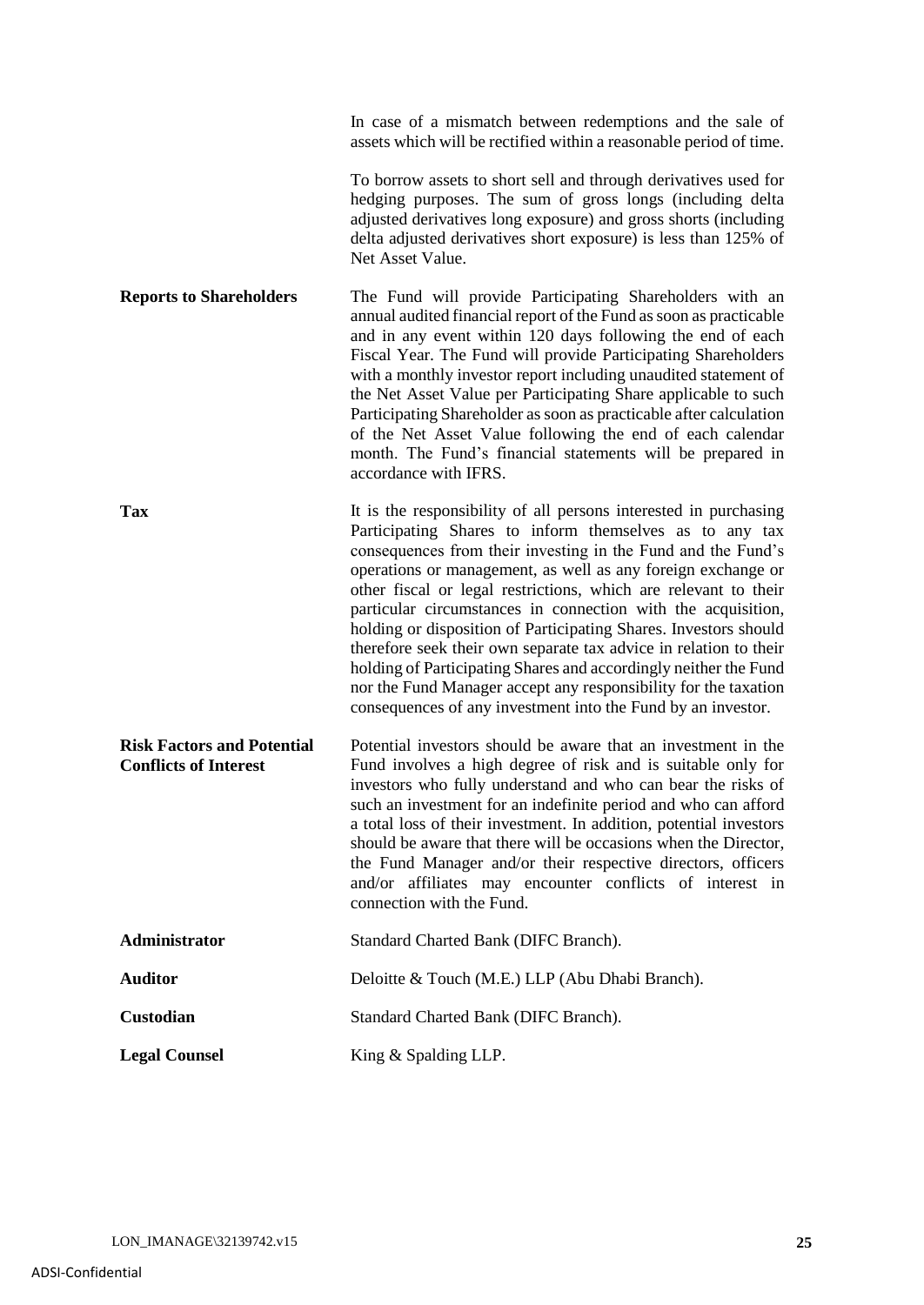| | |
|---|---|
| | In case of a mismatch between redemptions and the sale of assets which will be rectified within a reasonable period of time. |
| | To borrow assets to short sell and through derivatives used for hedging purposes. The sum of gross longs (including delta adjusted derivatives long exposure) and gross shorts (including delta adjusted derivatives short exposure) is less than 125% of Net Asset Value. |
| **Reports to Shareholders** | The Fund will provide Participating Shareholders with an annual audited financial report of the Fund as soon as practicable and in any event within 120 days following the end of each Fiscal Year. The Fund will provide Participating Shareholders with a monthly investor report including unaudited statement of the Net Asset Value per Participating Share applicable to such Participating Shareholder as soon as practicable after calculation of the Net Asset Value following the end of each calendar month. The Fund's financial statements will be prepared in accordance with IFRS. |
| **Tax** | It is the responsibility of all persons interested in purchasing Participating Shares to inform themselves as to any tax consequences from their investing in the Fund and the Fund's operations or management, as well as any foreign exchange or other fiscal or legal restrictions, which are relevant to their particular circumstances in connection with the acquisition, holding or disposition of Participating Shares. Investors should therefore seek their own separate tax advice in relation to their holding of Participating Shares and accordingly neither the Fund nor the Fund Manager accept any responsibility for the taxation consequences of any investment into the Fund by an investor. |
| **Risk Factors and Potential Conflicts of Interest** | Potential investors should be aware that an investment in the Fund involves a high degree of risk and is suitable only for investors who fully understand and who can bear the risks of such an investment for an indefinite period and who can afford a total loss of their investment. In addition, potential investors should be aware that there will be occasions when the Director, the Fund Manager and/or their respective directors, officers and/or affiliates may encounter conflicts of interest in connection with the Fund. |
| **Administrator** | Standard Charted Bank (DIFC Branch). |
| **Auditor** | Deloitte & Touch (M.E.) LLP (Abu Dhabi Branch). |
| **Custodian** | Standard Charted Bank (DIFC Branch). |
| **Legal Counsel** | King & Spalding LLP. |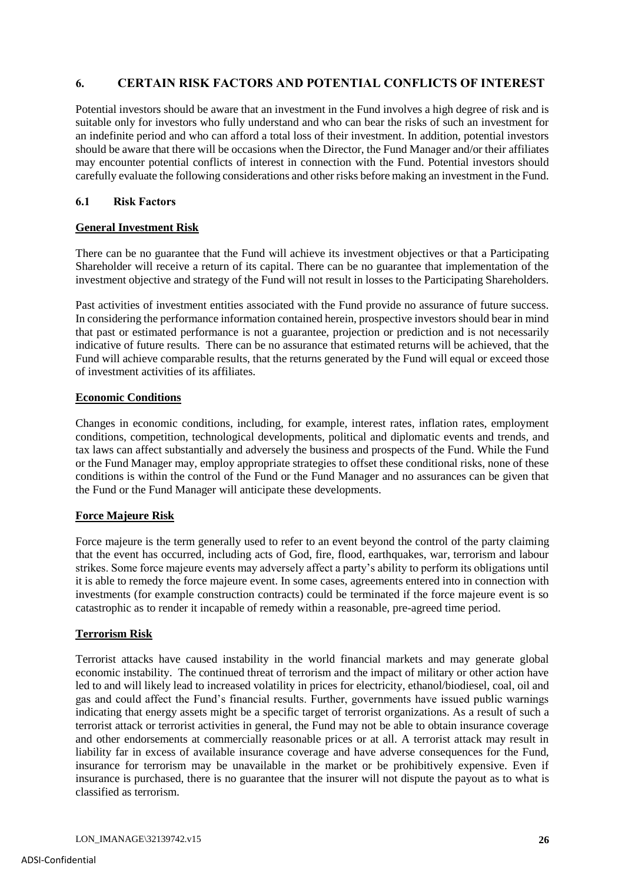## 6. CERTAIN RISK FACTORS AND POTENTIAL CONFLICTS OF INTEREST

Potential investors should be aware that an investment in the Fund involves a high degree of risk and is suitable only for investors who fully understand and who can bear the risks of such an investment for an indefinite period and who can afford a total loss of their investment. In addition, potential investors should be aware that there will be occasions when the Director, the Fund Manager and/or their affiliates may encounter potential conflicts of interest in connection with the Fund. Potential investors should carefully evaluate the following considerations and other risks before making an investment in the Fund.

### 6.1 Risk Factors

**General Investment Risk**

There can be no guarantee that the Fund will achieve its investment objectives or that a Participating Shareholder will receive a return of its capital. There can be no guarantee that implementation of the investment objective and strategy of the Fund will not result in losses to the Participating Shareholders.

Past activities of investment entities associated with the Fund provide no assurance of future success. In considering the performance information contained herein, prospective investors should bear in mind that past or estimated performance is not a guarantee, projection or prediction and is not necessarily indicative of future results. There can be no assurance that estimated returns will be achieved, that the Fund will achieve comparable results, that the returns generated by the Fund will equal or exceed those of investment activities of its affiliates.

**Economic Conditions**

Changes in economic conditions, including, for example, interest rates, inflation rates, employment conditions, competition, technological developments, political and diplomatic events and trends, and tax laws can affect substantially and adversely the business and prospects of the Fund. While the Fund or the Fund Manager may, employ appropriate strategies to offset these conditional risks, none of these conditions is within the control of the Fund or the Fund Manager and no assurances can be given that the Fund or the Fund Manager will anticipate these developments.

**Force Majeure Risk**

Force majeure is the term generally used to refer to an event beyond the control of the party claiming that the event has occurred, including acts of God, fire, flood, earthquakes, war, terrorism and labour strikes. Some force majeure events may adversely affect a party's ability to perform its obligations until it is able to remedy the force majeure event. In some cases, agreements entered into in connection with investments (for example construction contracts) could be terminated if the force majeure event is so catastrophic as to render it incapable of remedy within a reasonable, pre-agreed time period.

**Terrorism Risk**

Terrorist attacks have caused instability in the world financial markets and may generate global economic instability. The continued threat of terrorism and the impact of military or other action have led to and will likely lead to increased volatility in prices for electricity, ethanol/biodiesel, coal, oil and gas and could affect the Fund's financial results. Further, governments have issued public warnings indicating that energy assets might be a specific target of terrorist organizations. As a result of such a terrorist attack or terrorist activities in general, the Fund may not be able to obtain insurance coverage and other endorsements at commercially reasonable prices or at all. A terrorist attack may result in liability far in excess of available insurance coverage and have adverse consequences for the Fund, insurance for terrorism may be unavailable in the market or be prohibitively expensive. Even if insurance is purchased, there is no guarantee that the insurer will not dispute the payout as to what is classified as terrorism.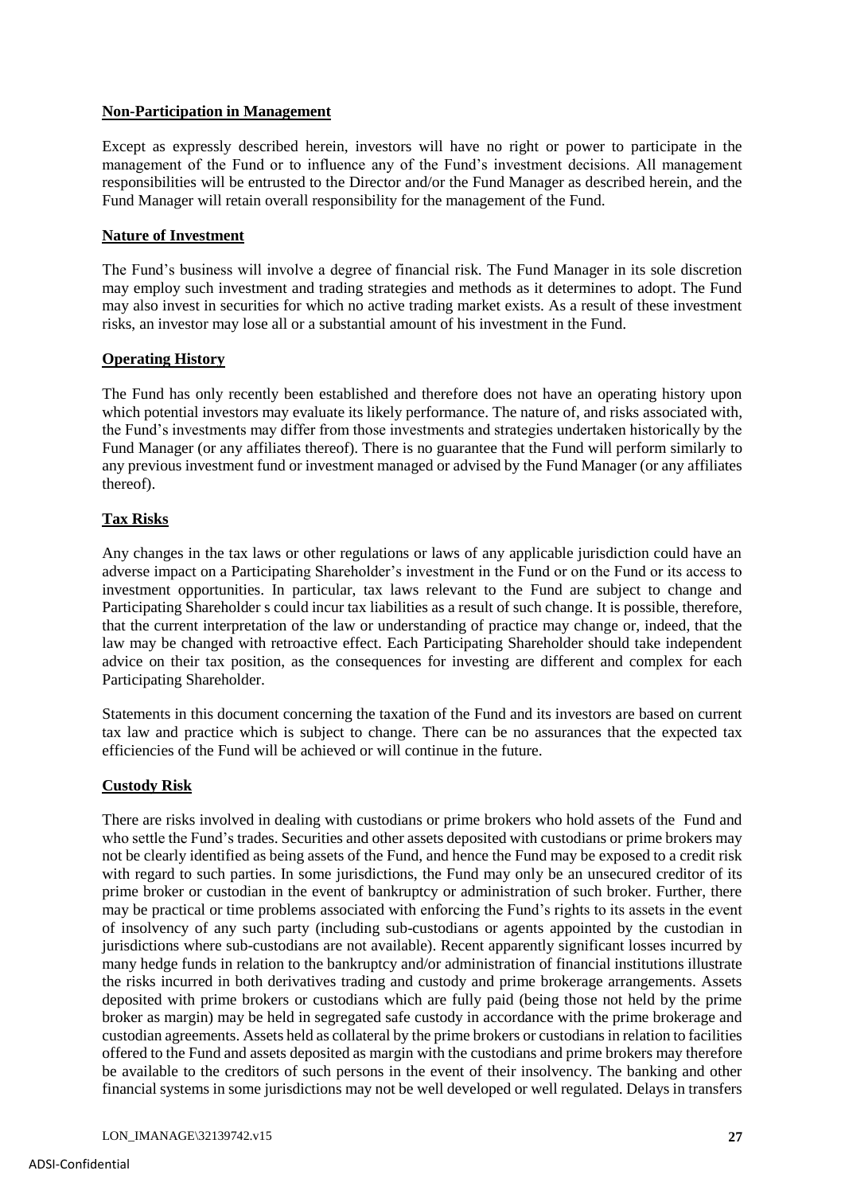**Non-Participation in Management**

Except as expressly described herein, investors will have no right or power to participate in the management of the Fund or to influence any of the Fund's investment decisions. All management responsibilities will be entrusted to the Director and/or the Fund Manager as described herein, and the Fund Manager will retain overall responsibility for the management of the Fund.

**Nature of Investment**

The Fund's business will involve a degree of financial risk. The Fund Manager in its sole discretion may employ such investment and trading strategies and methods as it determines to adopt. The Fund may also invest in securities for which no active trading market exists. As a result of these investment risks, an investor may lose all or a substantial amount of his investment in the Fund.

**Operating History**

The Fund has only recently been established and therefore does not have an operating history upon which potential investors may evaluate its likely performance. The nature of, and risks associated with, the Fund's investments may differ from those investments and strategies undertaken historically by the Fund Manager (or any affiliates thereof). There is no guarantee that the Fund will perform similarly to any previous investment fund or investment managed or advised by the Fund Manager (or any affiliates thereof).

**Tax Risks**

Any changes in the tax laws or other regulations or laws of any applicable jurisdiction could have an adverse impact on a Participating Shareholder's investment in the Fund or on the Fund or its access to investment opportunities. In particular, tax laws relevant to the Fund are subject to change and Participating Shareholder s could incur tax liabilities as a result of such change. It is possible, therefore, that the current interpretation of the law or understanding of practice may change or, indeed, that the law may be changed with retroactive effect. Each Participating Shareholder should take independent advice on their tax position, as the consequences for investing are different and complex for each Participating Shareholder.

Statements in this document concerning the taxation of the Fund and its investors are based on current tax law and practice which is subject to change. There can be no assurances that the expected tax efficiencies of the Fund will be achieved or will continue in the future.

**Custody Risk**

There are risks involved in dealing with custodians or prime brokers who hold assets of the Fund and who settle the Fund's trades. Securities and other assets deposited with custodians or prime brokers may not be clearly identified as being assets of the Fund, and hence the Fund may be exposed to a credit risk with regard to such parties. In some jurisdictions, the Fund may only be an unsecured creditor of its prime broker or custodian in the event of bankruptcy or administration of such broker. Further, there may be practical or time problems associated with enforcing the Fund's rights to its assets in the event of insolvency of any such party (including sub-custodians or agents appointed by the custodian in jurisdictions where sub-custodians are not available). Recent apparently significant losses incurred by many hedge funds in relation to the bankruptcy and/or administration of financial institutions illustrate the risks incurred in both derivatives trading and custody and prime brokerage arrangements. Assets deposited with prime brokers or custodians which are fully paid (being those not held by the prime broker as margin) may be held in segregated safe custody in accordance with the prime brokerage and custodian agreements. Assets held as collateral by the prime brokers or custodians in relation to facilities offered to the Fund and assets deposited as margin with the custodians and prime brokers may therefore be available to the creditors of such persons in the event of their insolvency. The banking and other financial systems in some jurisdictions may not be well developed or well regulated. Delays in transfers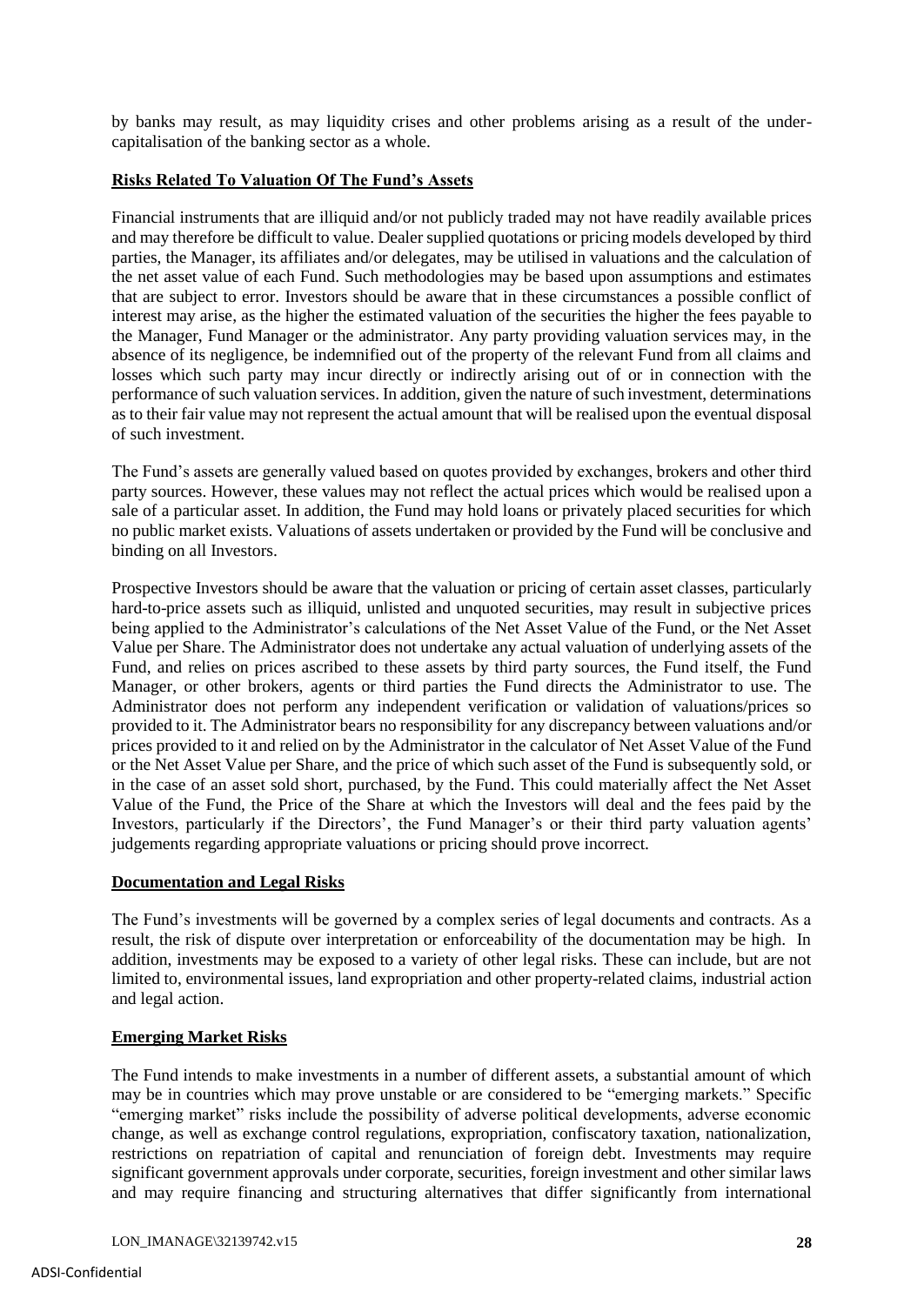by banks may result, as may liquidity crises and other problems arising as a result of the under-capitalisation of the banking sector as a whole.

**Risks Related To Valuation Of The Fund's Assets**

Financial instruments that are illiquid and/or not publicly traded may not have readily available prices and may therefore be difficult to value. Dealer supplied quotations or pricing models developed by third parties, the Manager, its affiliates and/or delegates, may be utilised in valuations and the calculation of the net asset value of each Fund. Such methodologies may be based upon assumptions and estimates that are subject to error. Investors should be aware that in these circumstances a possible conflict of interest may arise, as the higher the estimated valuation of the securities the higher the fees payable to the Manager, Fund Manager or the administrator. Any party providing valuation services may, in the absence of its negligence, be indemnified out of the property of the relevant Fund from all claims and losses which such party may incur directly or indirectly arising out of or in connection with the performance of such valuation services. In addition, given the nature of such investment, determinations as to their fair value may not represent the actual amount that will be realised upon the eventual disposal of such investment.

The Fund's assets are generally valued based on quotes provided by exchanges, brokers and other third party sources. However, these values may not reflect the actual prices which would be realised upon a sale of a particular asset. In addition, the Fund may hold loans or privately placed securities for which no public market exists. Valuations of assets undertaken or provided by the Fund will be conclusive and binding on all Investors.

Prospective Investors should be aware that the valuation or pricing of certain asset classes, particularly hard-to-price assets such as illiquid, unlisted and unquoted securities, may result in subjective prices being applied to the Administrator's calculations of the Net Asset Value of the Fund, or the Net Asset Value per Share. The Administrator does not undertake any actual valuation of underlying assets of the Fund, and relies on prices ascribed to these assets by third party sources, the Fund itself, the Fund Manager, or other brokers, agents or third parties the Fund directs the Administrator to use. The Administrator does not perform any independent verification or validation of valuations/prices so provided to it. The Administrator bears no responsibility for any discrepancy between valuations and/or prices provided to it and relied on by the Administrator in the calculator of Net Asset Value of the Fund or the Net Asset Value per Share, and the price of which such asset of the Fund is subsequently sold, or in the case of an asset sold short, purchased, by the Fund. This could materially affect the Net Asset Value of the Fund, the Price of the Share at which the Investors will deal and the fees paid by the Investors, particularly if the Directors', the Fund Manager's or their third party valuation agents' judgements regarding appropriate valuations or pricing should prove incorrect.

**Documentation and Legal Risks**

The Fund's investments will be governed by a complex series of legal documents and contracts. As a result, the risk of dispute over interpretation or enforceability of the documentation may be high. In addition, investments may be exposed to a variety of other legal risks. These can include, but are not limited to, environmental issues, land expropriation and other property-related claims, industrial action and legal action.

**Emerging Market Risks**

The Fund intends to make investments in a number of different assets, a substantial amount of which may be in countries which may prove unstable or are considered to be "emerging markets." Specific "emerging market" risks include the possibility of adverse political developments, adverse economic change, as well as exchange control regulations, expropriation, confiscatory taxation, nationalization, restrictions on repatriation of capital and renunciation of foreign debt. Investments may require significant government approvals under corporate, securities, foreign investment and other similar laws and may require financing and structuring alternatives that differ significantly from international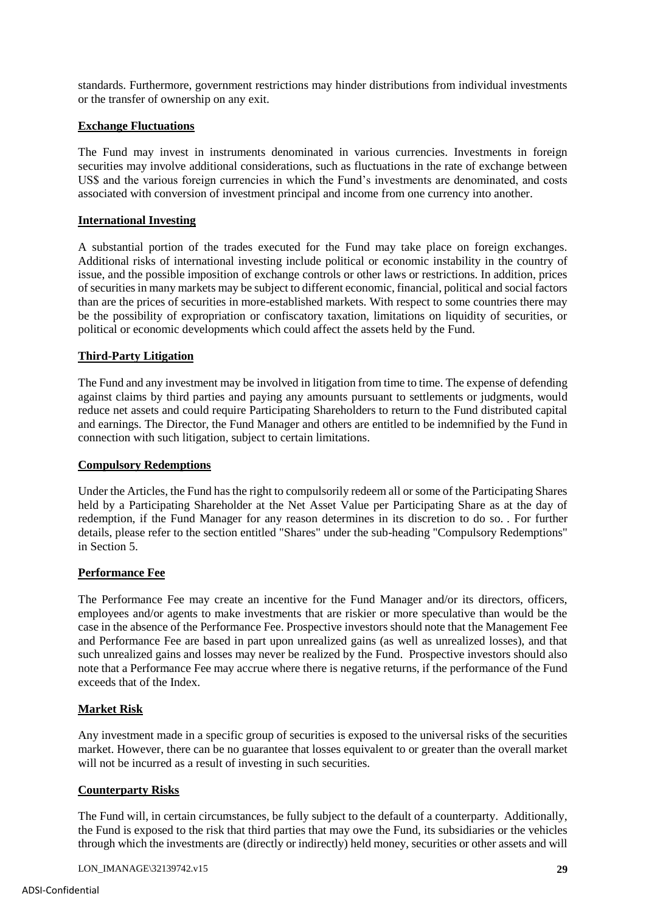standards. Furthermore, government restrictions may hinder distributions from individual investments or the transfer of ownership on any exit.

**Exchange Fluctuations**

The Fund may invest in instruments denominated in various currencies. Investments in foreign securities may involve additional considerations, such as fluctuations in the rate of exchange between US$ and the various foreign currencies in which the Fund's investments are denominated, and costs associated with conversion of investment principal and income from one currency into another.

**International Investing**

A substantial portion of the trades executed for the Fund may take place on foreign exchanges. Additional risks of international investing include political or economic instability in the country of issue, and the possible imposition of exchange controls or other laws or restrictions. In addition, prices of securities in many markets may be subject to different economic, financial, political and social factors than are the prices of securities in more-established markets. With respect to some countries there may be the possibility of expropriation or confiscatory taxation, limitations on liquidity of securities, or political or economic developments which could affect the assets held by the Fund.

**Third-Party Litigation**

The Fund and any investment may be involved in litigation from time to time. The expense of defending against claims by third parties and paying any amounts pursuant to settlements or judgments, would reduce net assets and could require Participating Shareholders to return to the Fund distributed capital and earnings. The Director, the Fund Manager and others are entitled to be indemnified by the Fund in connection with such litigation, subject to certain limitations.

**Compulsory Redemptions**

Under the Articles, the Fund has the right to compulsorily redeem all or some of the Participating Shares held by a Participating Shareholder at the Net Asset Value per Participating Share as at the day of redemption, if the Fund Manager for any reason determines in its discretion to do so. . For further details, please refer to the section entitled "Shares" under the sub-heading "Compulsory Redemptions" in Section 5.

**Performance Fee**

The Performance Fee may create an incentive for the Fund Manager and/or its directors, officers, employees and/or agents to make investments that are riskier or more speculative than would be the case in the absence of the Performance Fee. Prospective investors should note that the Management Fee and Performance Fee are based in part upon unrealized gains (as well as unrealized losses), and that such unrealized gains and losses may never be realized by the Fund. Prospective investors should also note that a Performance Fee may accrue where there is negative returns, if the performance of the Fund exceeds that of the Index.

**Market Risk**

Any investment made in a specific group of securities is exposed to the universal risks of the securities market. However, there can be no guarantee that losses equivalent to or greater than the overall market will not be incurred as a result of investing in such securities.

**Counterparty Risks**

The Fund will, in certain circumstances, be fully subject to the default of a counterparty. Additionally, the Fund is exposed to the risk that third parties that may owe the Fund, its subsidiaries or the vehicles through which the investments are (directly or indirectly) held money, securities or other assets and will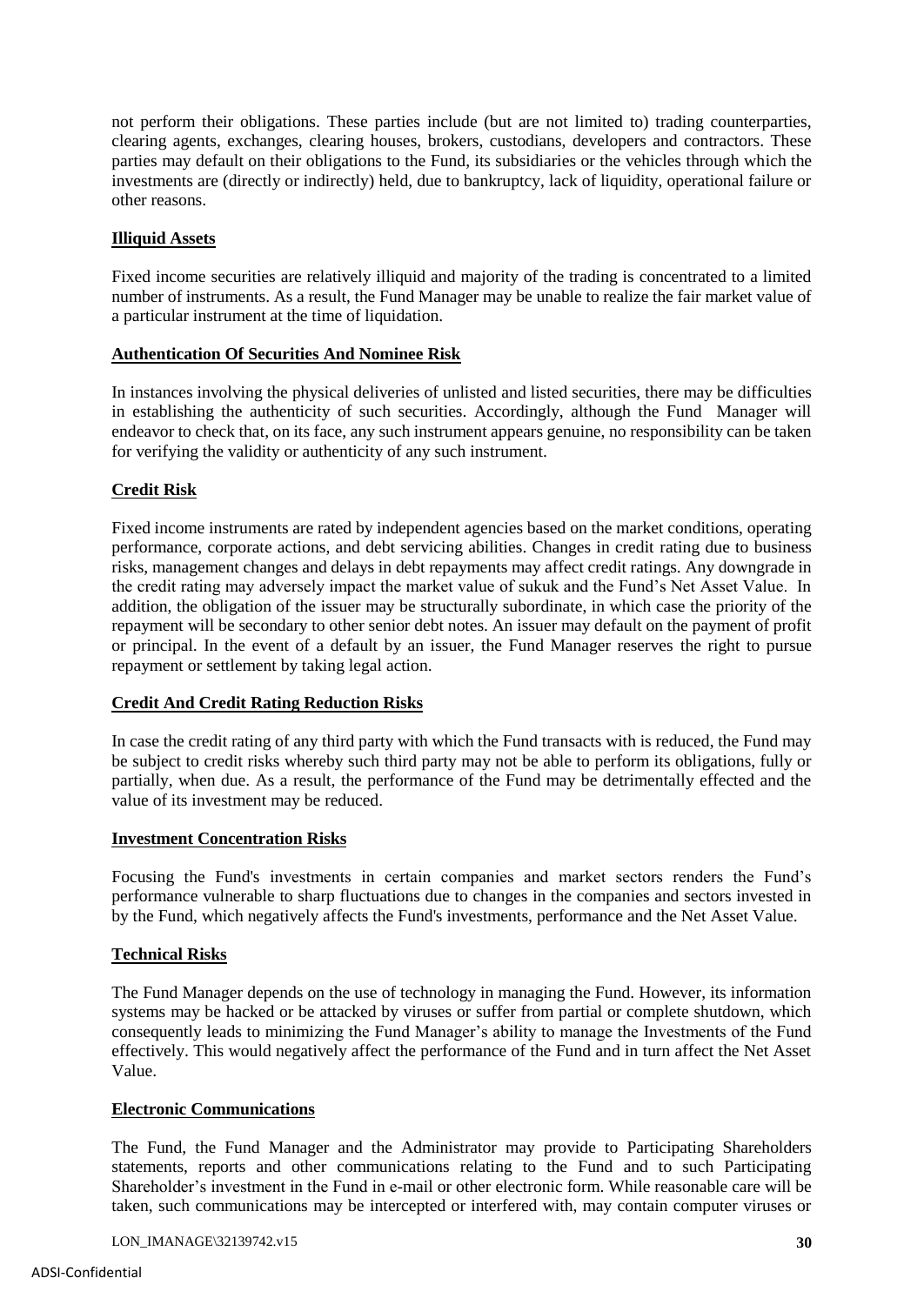not perform their obligations. These parties include (but are not limited to) trading counterparties, clearing agents, exchanges, clearing houses, brokers, custodians, developers and contractors. These parties may default on their obligations to the Fund, its subsidiaries or the vehicles through which the investments are (directly or indirectly) held, due to bankruptcy, lack of liquidity, operational failure or other reasons.

**Illiquid Assets**

Fixed income securities are relatively illiquid and majority of the trading is concentrated to a limited number of instruments. As a result, the Fund Manager may be unable to realize the fair market value of a particular instrument at the time of liquidation.

**Authentication Of Securities And Nominee Risk**

In instances involving the physical deliveries of unlisted and listed securities, there may be difficulties in establishing the authenticity of such securities. Accordingly, although the Fund Manager will endeavor to check that, on its face, any such instrument appears genuine, no responsibility can be taken for verifying the validity or authenticity of any such instrument.

**Credit Risk**

Fixed income instruments are rated by independent agencies based on the market conditions, operating performance, corporate actions, and debt servicing abilities. Changes in credit rating due to business risks, management changes and delays in debt repayments may affect credit ratings. Any downgrade in the credit rating may adversely impact the market value of sukuk and the Fund's Net Asset Value. In addition, the obligation of the issuer may be structurally subordinate, in which case the priority of the repayment will be secondary to other senior debt notes. An issuer may default on the payment of profit or principal. In the event of a default by an issuer, the Fund Manager reserves the right to pursue repayment or settlement by taking legal action.

**Credit And Credit Rating Reduction Risks**

In case the credit rating of any third party with which the Fund transacts with is reduced, the Fund may be subject to credit risks whereby such third party may not be able to perform its obligations, fully or partially, when due. As a result, the performance of the Fund may be detrimentally effected and the value of its investment may be reduced.

**Investment Concentration Risks**

Focusing the Fund's investments in certain companies and market sectors renders the Fund's performance vulnerable to sharp fluctuations due to changes in the companies and sectors invested in by the Fund, which negatively affects the Fund's investments, performance and the Net Asset Value.

**Technical Risks**

The Fund Manager depends on the use of technology in managing the Fund. However, its information systems may be hacked or be attacked by viruses or suffer from partial or complete shutdown, which consequently leads to minimizing the Fund Manager's ability to manage the Investments of the Fund effectively. This would negatively affect the performance of the Fund and in turn affect the Net Asset Value.

**Electronic Communications**

The Fund, the Fund Manager and the Administrator may provide to Participating Shareholders statements, reports and other communications relating to the Fund and to such Participating Shareholder's investment in the Fund in e-mail or other electronic form. While reasonable care will be taken, such communications may be intercepted or interfered with, may contain computer viruses or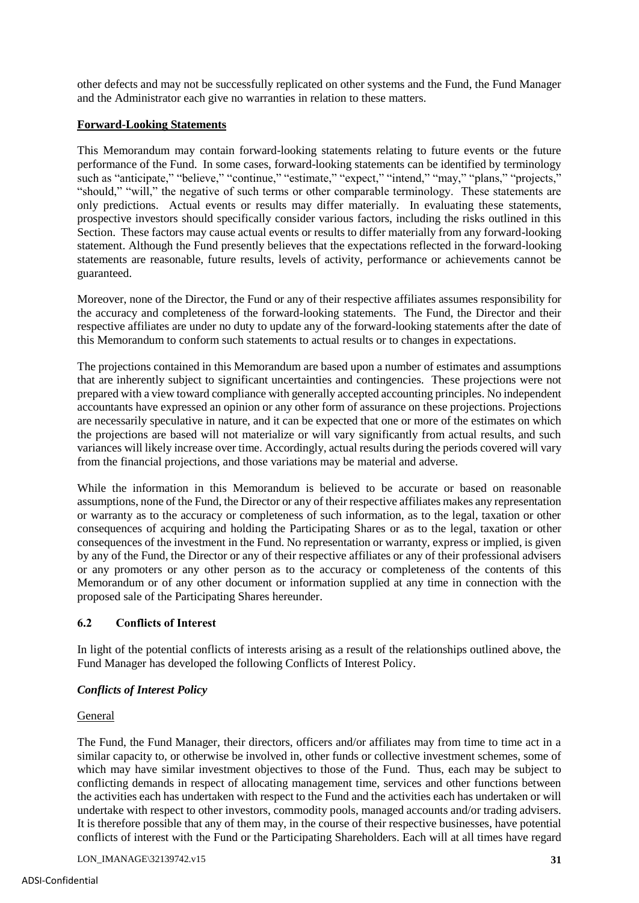other defects and may not be successfully replicated on other systems and the Fund, the Fund Manager and the Administrator each give no warranties in relation to these matters.

**Forward-Looking Statements**

This Memorandum may contain forward-looking statements relating to future events or the future performance of the Fund. In some cases, forward-looking statements can be identified by terminology such as "anticipate," "believe," "continue," "estimate," "expect," "intend," "may," "plans," "projects," "should," "will," the negative of such terms or other comparable terminology. These statements are only predictions. Actual events or results may differ materially. In evaluating these statements, prospective investors should specifically consider various factors, including the risks outlined in this Section. These factors may cause actual events or results to differ materially from any forward-looking statement. Although the Fund presently believes that the expectations reflected in the forward-looking statements are reasonable, future results, levels of activity, performance or achievements cannot be guaranteed.

Moreover, none of the Director, the Fund or any of their respective affiliates assumes responsibility for the accuracy and completeness of the forward-looking statements. The Fund, the Director and their respective affiliates are under no duty to update any of the forward-looking statements after the date of this Memorandum to conform such statements to actual results or to changes in expectations.

The projections contained in this Memorandum are based upon a number of estimates and assumptions that are inherently subject to significant uncertainties and contingencies. These projections were not prepared with a view toward compliance with generally accepted accounting principles. No independent accountants have expressed an opinion or any other form of assurance on these projections. Projections are necessarily speculative in nature, and it can be expected that one or more of the estimates on which the projections are based will not materialize or will vary significantly from actual results, and such variances will likely increase over time. Accordingly, actual results during the periods covered will vary from the financial projections, and those variations may be material and adverse.

While the information in this Memorandum is believed to be accurate or based on reasonable assumptions, none of the Fund, the Director or any of their respective affiliates makes any representation or warranty as to the accuracy or completeness of such information, as to the legal, taxation or other consequences of acquiring and holding the Participating Shares or as to the legal, taxation or other consequences of the investment in the Fund. No representation or warranty, express or implied, is given by any of the Fund, the Director or any of their respective affiliates or any of their professional advisers or any promoters or any other person as to the accuracy or completeness of the contents of this Memorandum or of any other document or information supplied at any time in connection with the proposed sale of the Participating Shares hereunder.

### 6.2 Conflicts of Interest

In light of the potential conflicts of interests arising as a result of the relationships outlined above, the Fund Manager has developed the following Conflicts of Interest Policy.

***Conflicts of Interest Policy***

General

The Fund, the Fund Manager, their directors, officers and/or affiliates may from time to time act in a similar capacity to, or otherwise be involved in, other funds or collective investment schemes, some of which may have similar investment objectives to those of the Fund. Thus, each may be subject to conflicting demands in respect of allocating management time, services and other functions between the activities each has undertaken with respect to the Fund and the activities each has undertaken or will undertake with respect to other investors, commodity pools, managed accounts and/or trading advisers. It is therefore possible that any of them may, in the course of their respective businesses, have potential conflicts of interest with the Fund or the Participating Shareholders. Each will at all times have regard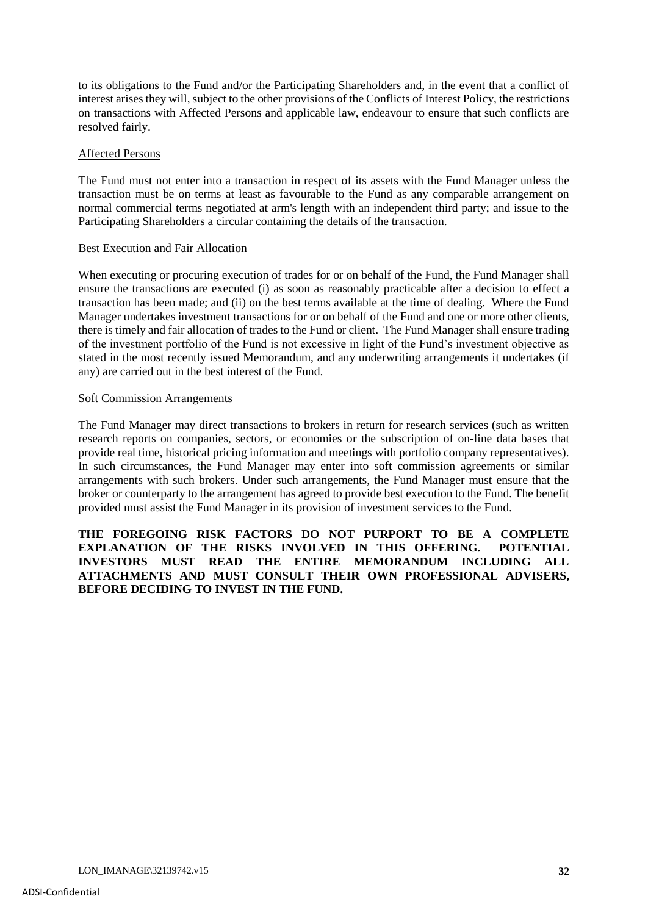to its obligations to the Fund and/or the Participating Shareholders and, in the event that a conflict of interest arises they will, subject to the other provisions of the Conflicts of Interest Policy, the restrictions on transactions with Affected Persons and applicable law, endeavour to ensure that such conflicts are resolved fairly.

Affected Persons

The Fund must not enter into a transaction in respect of its assets with the Fund Manager unless the transaction must be on terms at least as favourable to the Fund as any comparable arrangement on normal commercial terms negotiated at arm's length with an independent third party; and issue to the Participating Shareholders a circular containing the details of the transaction.

Best Execution and Fair Allocation

When executing or procuring execution of trades for or on behalf of the Fund, the Fund Manager shall ensure the transactions are executed (i) as soon as reasonably practicable after a decision to effect a transaction has been made; and (ii) on the best terms available at the time of dealing. Where the Fund Manager undertakes investment transactions for or on behalf of the Fund and one or more other clients, there is timely and fair allocation of trades to the Fund or client. The Fund Manager shall ensure trading of the investment portfolio of the Fund is not excessive in light of the Fund's investment objective as stated in the most recently issued Memorandum, and any underwriting arrangements it undertakes (if any) are carried out in the best interest of the Fund.

Soft Commission Arrangements

The Fund Manager may direct transactions to brokers in return for research services (such as written research reports on companies, sectors, or economies or the subscription of on-line data bases that provide real time, historical pricing information and meetings with portfolio company representatives). In such circumstances, the Fund Manager may enter into soft commission agreements or similar arrangements with such brokers. Under such arrangements, the Fund Manager must ensure that the broker or counterparty to the arrangement has agreed to provide best execution to the Fund. The benefit provided must assist the Fund Manager in its provision of investment services to the Fund.

**THE FOREGOING RISK FACTORS DO NOT PURPORT TO BE A COMPLETE EXPLANATION OF THE RISKS INVOLVED IN THIS OFFERING. POTENTIAL INVESTORS MUST READ THE ENTIRE MEMORANDUM INCLUDING ALL ATTACHMENTS AND MUST CONSULT THEIR OWN PROFESSIONAL ADVISERS, BEFORE DECIDING TO INVEST IN THE FUND.**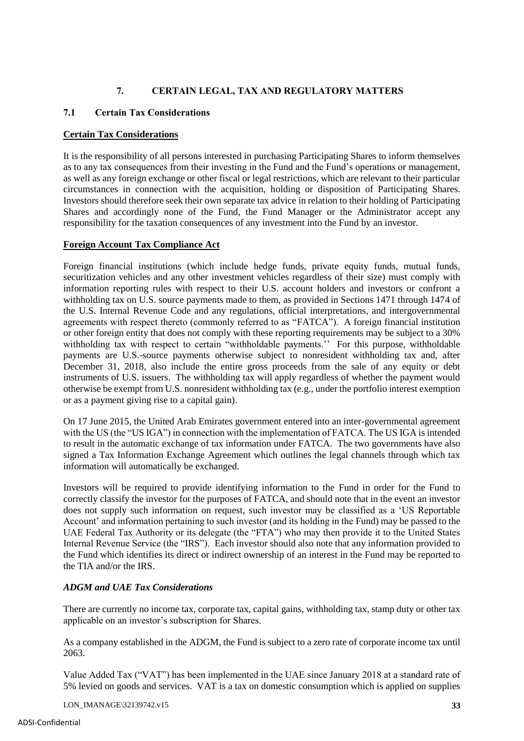## 7. CERTAIN LEGAL, TAX AND REGULATORY MATTERS

### 7.1 Certain Tax Considerations

**Certain Tax Considerations**

It is the responsibility of all persons interested in purchasing Participating Shares to inform themselves as to any tax consequences from their investing in the Fund and the Fund's operations or management, as well as any foreign exchange or other fiscal or legal restrictions, which are relevant to their particular circumstances in connection with the acquisition, holding or disposition of Participating Shares. Investors should therefore seek their own separate tax advice in relation to their holding of Participating Shares and accordingly none of the Fund, the Fund Manager or the Administrator accept any responsibility for the taxation consequences of any investment into the Fund by an investor.

**Foreign Account Tax Compliance Act**

Foreign financial institutions (which include hedge funds, private equity funds, mutual funds, securitization vehicles and any other investment vehicles regardless of their size) must comply with information reporting rules with respect to their U.S. account holders and investors or confront a withholding tax on U.S. source payments made to them, as provided in Sections 1471 through 1474 of the U.S. Internal Revenue Code and any regulations, official interpretations, and intergovernmental agreements with respect thereto (commonly referred to as "FATCA"). A foreign financial institution or other foreign entity that does not comply with these reporting requirements may be subject to a 30% withholding tax with respect to certain "withholdable payments.'' For this purpose, withholdable payments are U.S.-source payments otherwise subject to nonresident withholding tax and, after December 31, 2018, also include the entire gross proceeds from the sale of any equity or debt instruments of U.S. issuers. The withholding tax will apply regardless of whether the payment would otherwise be exempt from U.S. nonresident withholding tax (e.g., under the portfolio interest exemption or as a payment giving rise to a capital gain).

On 17 June 2015, the United Arab Emirates government entered into an inter-governmental agreement with the US (the "US IGA") in connection with the implementation of FATCA. The US IGA is intended to result in the automatic exchange of tax information under FATCA. The two governments have also signed a Tax Information Exchange Agreement which outlines the legal channels through which tax information will automatically be exchanged.

Investors will be required to provide identifying information to the Fund in order for the Fund to correctly classify the investor for the purposes of FATCA, and should note that in the event an investor does not supply such information on request, such investor may be classified as a 'US Reportable Account' and information pertaining to such investor (and its holding in the Fund) may be passed to the UAE Federal Tax Authority or its delegate (the "FTA") who may then provide it to the United States Internal Revenue Service (the "IRS"). Each investor should also note that any information provided to the Fund which identifies its direct or indirect ownership of an interest in the Fund may be reported to the TIA and/or the IRS.

***ADGM and UAE Tax Considerations***

There are currently no income tax, corporate tax, capital gains, withholding tax, stamp duty or other tax applicable on an investor's subscription for Shares.

As a company established in the ADGM, the Fund is subject to a zero rate of corporate income tax until 2063.

Value Added Tax ("VAT") has been implemented in the UAE since January 2018 at a standard rate of 5% levied on goods and services. VAT is a tax on domestic consumption which is applied on supplies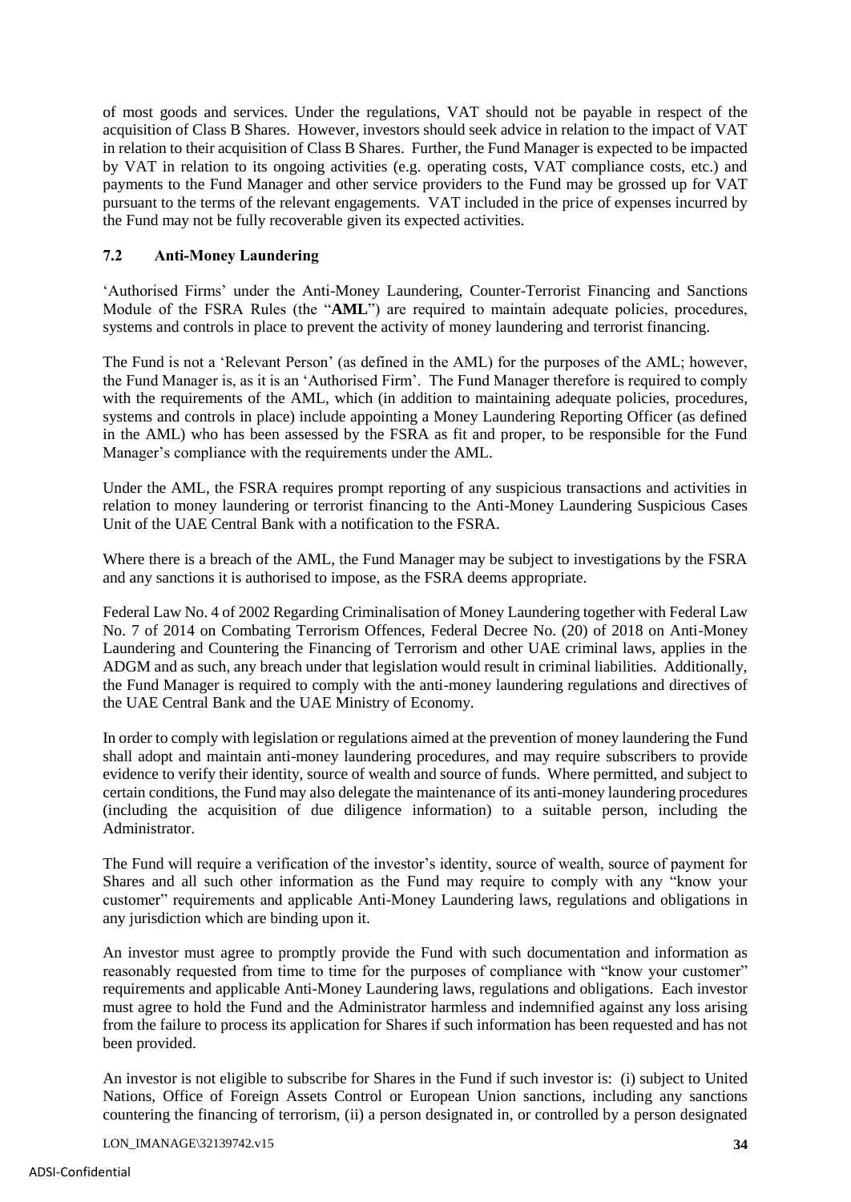of most goods and services. Under the regulations, VAT should not be payable in respect of the acquisition of Class B Shares. However, investors should seek advice in relation to the impact of VAT in relation to their acquisition of Class B Shares. Further, the Fund Manager is expected to be impacted by VAT in relation to its ongoing activities (e.g. operating costs, VAT compliance costs, etc.) and payments to the Fund Manager and other service providers to the Fund may be grossed up for VAT pursuant to the terms of the relevant engagements. VAT included in the price of expenses incurred by the Fund may not be fully recoverable given its expected activities.

### 7.2 Anti-Money Laundering

'Authorised Firms' under the Anti-Money Laundering, Counter-Terrorist Financing and Sanctions Module of the FSRA Rules (the "**AML**") are required to maintain adequate policies, procedures, systems and controls in place to prevent the activity of money laundering and terrorist financing.

The Fund is not a 'Relevant Person' (as defined in the AML) for the purposes of the AML; however, the Fund Manager is, as it is an 'Authorised Firm'. The Fund Manager therefore is required to comply with the requirements of the AML, which (in addition to maintaining adequate policies, procedures, systems and controls in place) include appointing a Money Laundering Reporting Officer (as defined in the AML) who has been assessed by the FSRA as fit and proper, to be responsible for the Fund Manager's compliance with the requirements under the AML.

Under the AML, the FSRA requires prompt reporting of any suspicious transactions and activities in relation to money laundering or terrorist financing to the Anti-Money Laundering Suspicious Cases Unit of the UAE Central Bank with a notification to the FSRA.

Where there is a breach of the AML, the Fund Manager may be subject to investigations by the FSRA and any sanctions it is authorised to impose, as the FSRA deems appropriate.

Federal Law No. 4 of 2002 Regarding Criminalisation of Money Laundering together with Federal Law No. 7 of 2014 on Combating Terrorism Offences, Federal Decree No. (20) of 2018 on Anti-Money Laundering and Countering the Financing of Terrorism and other UAE criminal laws, applies in the ADGM and as such, any breach under that legislation would result in criminal liabilities. Additionally, the Fund Manager is required to comply with the anti-money laundering regulations and directives of the UAE Central Bank and the UAE Ministry of Economy.

In order to comply with legislation or regulations aimed at the prevention of money laundering the Fund shall adopt and maintain anti-money laundering procedures, and may require subscribers to provide evidence to verify their identity, source of wealth and source of funds. Where permitted, and subject to certain conditions, the Fund may also delegate the maintenance of its anti-money laundering procedures (including the acquisition of due diligence information) to a suitable person, including the Administrator.

The Fund will require a verification of the investor's identity, source of wealth, source of payment for Shares and all such other information as the Fund may require to comply with any "know your customer" requirements and applicable Anti-Money Laundering laws, regulations and obligations in any jurisdiction which are binding upon it.

An investor must agree to promptly provide the Fund with such documentation and information as reasonably requested from time to time for the purposes of compliance with "know your customer" requirements and applicable Anti-Money Laundering laws, regulations and obligations. Each investor must agree to hold the Fund and the Administrator harmless and indemnified against any loss arising from the failure to process its application for Shares if such information has been requested and has not been provided.

An investor is not eligible to subscribe for Shares in the Fund if such investor is: (i) subject to United Nations, Office of Foreign Assets Control or European Union sanctions, including any sanctions countering the financing of terrorism, (ii) a person designated in, or controlled by a person designated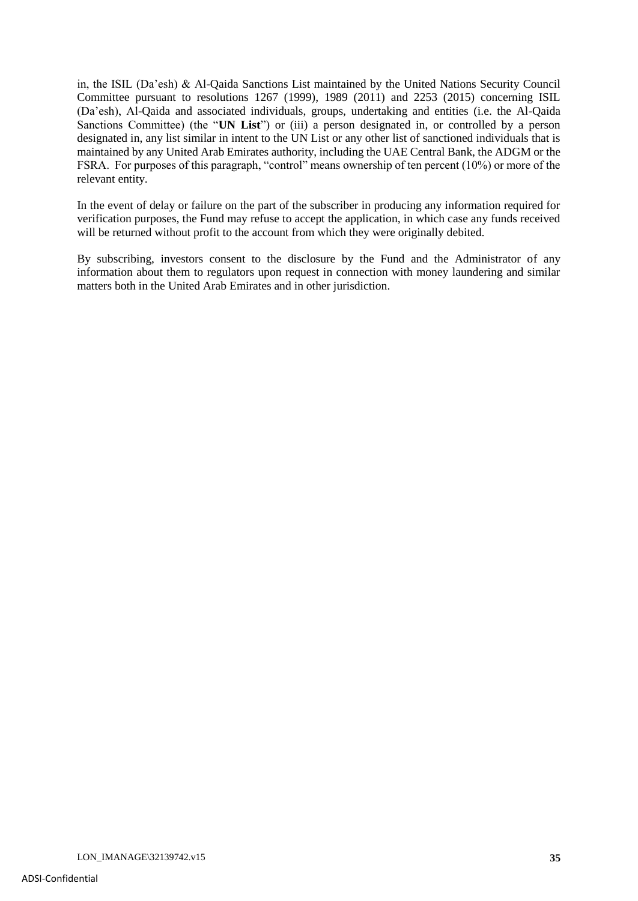in, the ISIL (Da'esh) & Al-Qaida Sanctions List maintained by the United Nations Security Council Committee pursuant to resolutions 1267 (1999), 1989 (2011) and 2253 (2015) concerning ISIL (Da'esh), Al-Qaida and associated individuals, groups, undertaking and entities (i.e. the Al-Qaida Sanctions Committee) (the "**UN List**") or (iii) a person designated in, or controlled by a person designated in, any list similar in intent to the UN List or any other list of sanctioned individuals that is maintained by any United Arab Emirates authority, including the UAE Central Bank, the ADGM or the FSRA. For purposes of this paragraph, "control" means ownership of ten percent (10%) or more of the relevant entity.

In the event of delay or failure on the part of the subscriber in producing any information required for verification purposes, the Fund may refuse to accept the application, in which case any funds received will be returned without profit to the account from which they were originally debited.

By subscribing, investors consent to the disclosure by the Fund and the Administrator of any information about them to regulators upon request in connection with money laundering and similar matters both in the United Arab Emirates and in other jurisdiction.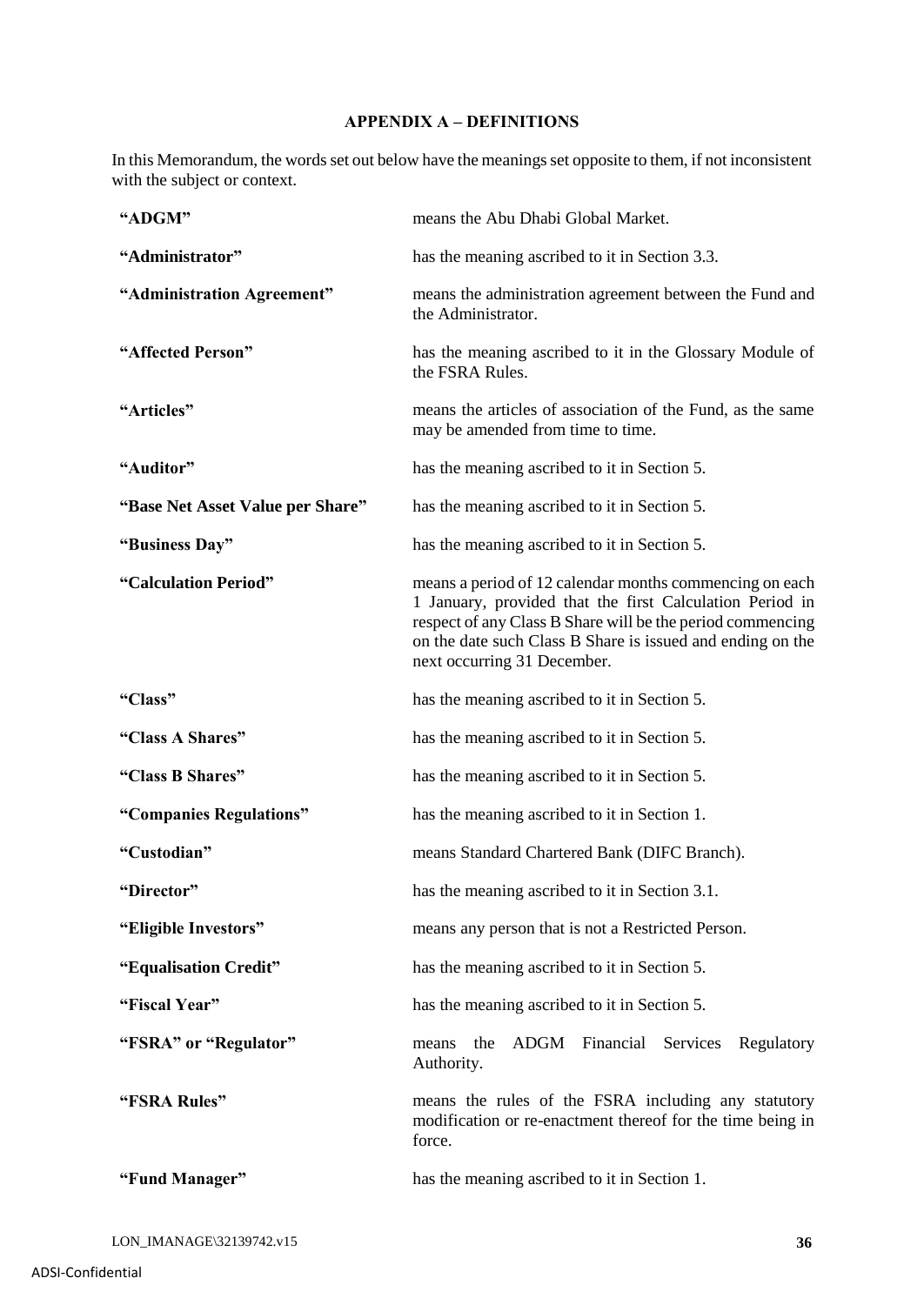## APPENDIX A – DEFINITIONS

In this Memorandum, the words set out below have the meanings set opposite to them, if not inconsistent with the subject or context.

| | |
|---|---|
| **"ADGM"** | means the Abu Dhabi Global Market. |
| **"Administrator"** | has the meaning ascribed to it in Section 3.3. |
| **"Administration Agreement"** | means the administration agreement between the Fund and the Administrator. |
| **"Affected Person"** | has the meaning ascribed to it in the Glossary Module of the FSRA Rules. |
| **"Articles"** | means the articles of association of the Fund, as the same may be amended from time to time. |
| **"Auditor"** | has the meaning ascribed to it in Section 5. |
| **"Base Net Asset Value per Share"** | has the meaning ascribed to it in Section 5. |
| **"Business Day"** | has the meaning ascribed to it in Section 5. |
| **"Calculation Period"** | means a period of 12 calendar months commencing on each 1 January, provided that the first Calculation Period in respect of any Class B Share will be the period commencing on the date such Class B Share is issued and ending on the next occurring 31 December. |
| **"Class"** | has the meaning ascribed to it in Section 5. |
| **"Class A Shares"** | has the meaning ascribed to it in Section 5. |
| **"Class B Shares"** | has the meaning ascribed to it in Section 5. |
| **"Companies Regulations"** | has the meaning ascribed to it in Section 1. |
| **"Custodian"** | means Standard Chartered Bank (DIFC Branch). |
| **"Director"** | has the meaning ascribed to it in Section 3.1. |
| **"Eligible Investors"** | means any person that is not a Restricted Person. |
| **"Equalisation Credit"** | has the meaning ascribed to it in Section 5. |
| **"Fiscal Year"** | has the meaning ascribed to it in Section 5. |
| **"FSRA" or "Regulator"** | means the ADGM Financial Services Regulatory Authority. |
| **"FSRA Rules"** | means the rules of the FSRA including any statutory modification or re-enactment thereof for the time being in force. |
| **"Fund Manager"** | has the meaning ascribed to it in Section 1. |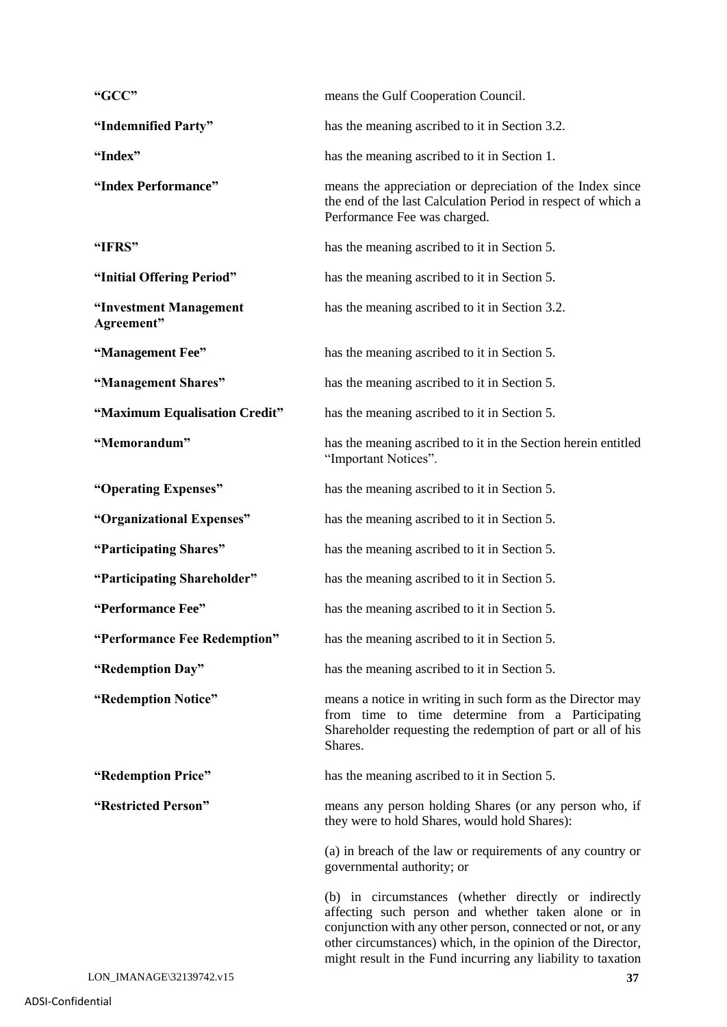| | |
|---|---|
| **"GCC"** | means the Gulf Cooperation Council. |
| **"Indemnified Party"** | has the meaning ascribed to it in Section 3.2. |
| **"Index"** | has the meaning ascribed to it in Section 1. |
| **"Index Performance"** | means the appreciation or depreciation of the Index since the end of the last Calculation Period in respect of which a Performance Fee was charged. |
| **"IFRS"** | has the meaning ascribed to it in Section 5. |
| **"Initial Offering Period"** | has the meaning ascribed to it in Section 5. |
| **"Investment Management Agreement"** | has the meaning ascribed to it in Section 3.2. |
| **"Management Fee"** | has the meaning ascribed to it in Section 5. |
| **"Management Shares"** | has the meaning ascribed to it in Section 5. |
| **"Maximum Equalisation Credit"** | has the meaning ascribed to it in Section 5. |
| **"Memorandum"** | has the meaning ascribed to it in the Section herein entitled "Important Notices". |
| **"Operating Expenses"** | has the meaning ascribed to it in Section 5. |
| **"Organizational Expenses"** | has the meaning ascribed to it in Section 5. |
| **"Participating Shares"** | has the meaning ascribed to it in Section 5. |
| **"Participating Shareholder"** | has the meaning ascribed to it in Section 5. |
| **"Performance Fee"** | has the meaning ascribed to it in Section 5. |
| **"Performance Fee Redemption"** | has the meaning ascribed to it in Section 5. |
| **"Redemption Day"** | has the meaning ascribed to it in Section 5. |
| **"Redemption Notice"** | means a notice in writing in such form as the Director may from time to time determine from a Participating Shareholder requesting the redemption of part or all of his Shares. |
| **"Redemption Price"** | has the meaning ascribed to it in Section 5. |
| **"Restricted Person"** | means any person holding Shares (or any person who, if they were to hold Shares, would hold Shares):<br><br>(a) in breach of the law or requirements of any country or governmental authority; or<br><br>(b) in circumstances (whether directly or indirectly affecting such person and whether taken alone or in conjunction with any other person, connected or not, or any other circumstances) which, in the opinion of the Director, might result in the Fund incurring any liability to taxation |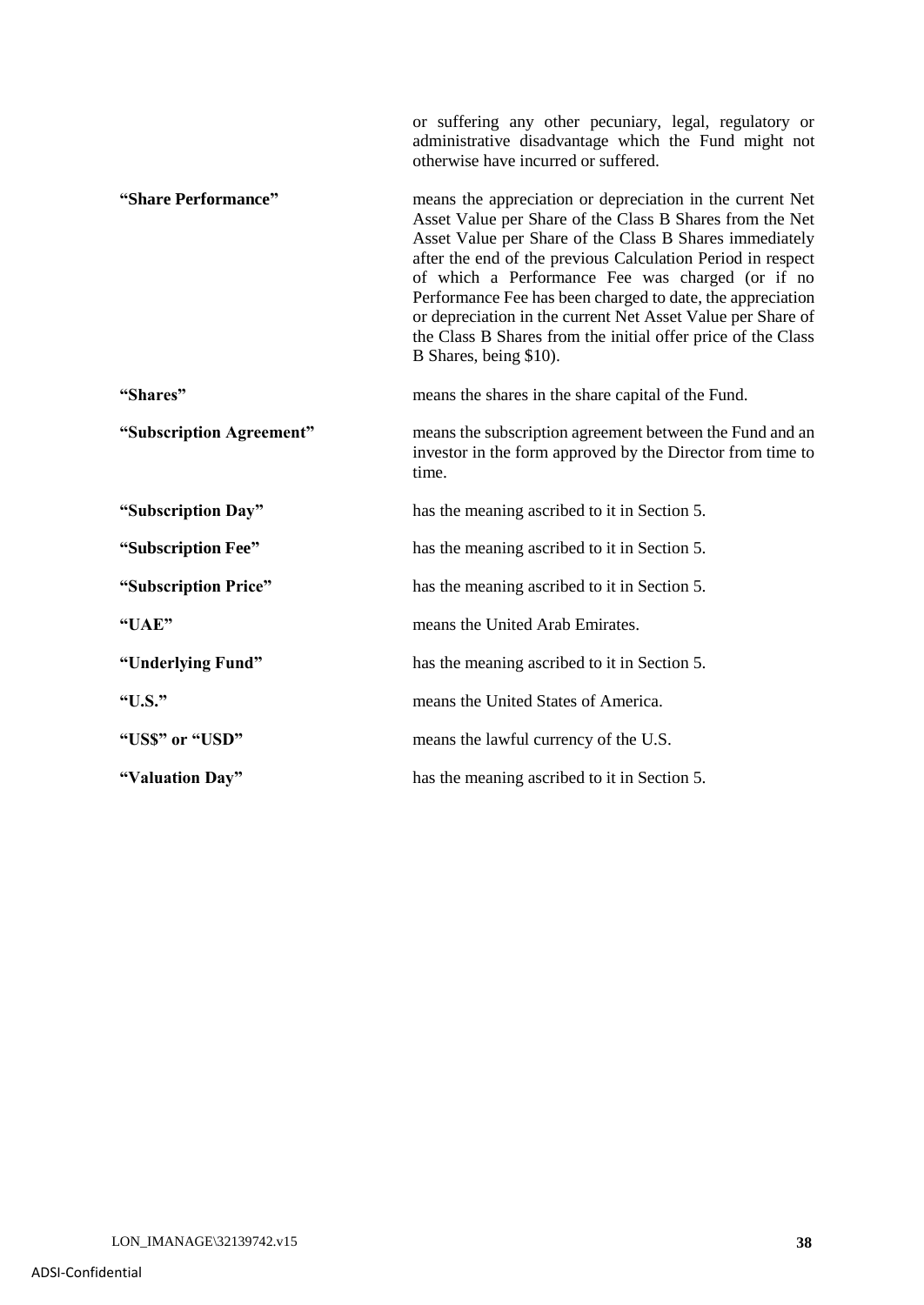| | |
|---|---|
| | or suffering any other pecuniary, legal, regulatory or administrative disadvantage which the Fund might not otherwise have incurred or suffered. |
| **"Share Performance"** | means the appreciation or depreciation in the current Net Asset Value per Share of the Class B Shares from the Net Asset Value per Share of the Class B Shares immediately after the end of the previous Calculation Period in respect of which a Performance Fee was charged (or if no Performance Fee has been charged to date, the appreciation or depreciation in the current Net Asset Value per Share of the Class B Shares from the initial offer price of the Class B Shares, being $10). |
| **"Shares"** | means the shares in the share capital of the Fund. |
| **"Subscription Agreement"** | means the subscription agreement between the Fund and an investor in the form approved by the Director from time to time. |
| **"Subscription Day"** | has the meaning ascribed to it in Section 5. |
| **"Subscription Fee"** | has the meaning ascribed to it in Section 5. |
| **"Subscription Price"** | has the meaning ascribed to it in Section 5. |
| **"UAE"** | means the United Arab Emirates. |
| **"Underlying Fund"** | has the meaning ascribed to it in Section 5. |
| **"U.S."** | means the United States of America. |
| **"US$" or "USD"** | means the lawful currency of the U.S. |
| **"Valuation Day"** | has the meaning ascribed to it in Section 5. |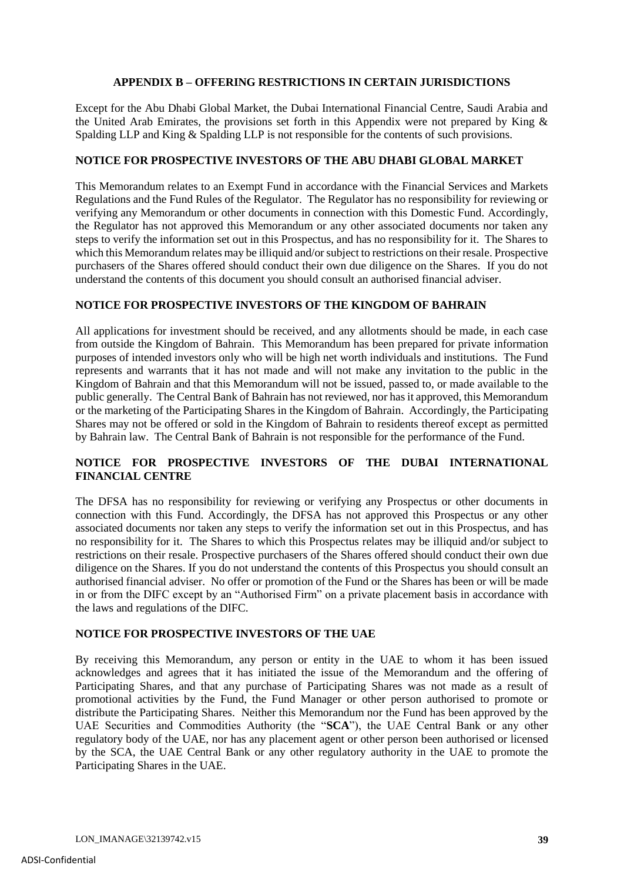## APPENDIX B – OFFERING RESTRICTIONS IN CERTAIN JURISDICTIONS

Except for the Abu Dhabi Global Market, the Dubai International Financial Centre, Saudi Arabia and the United Arab Emirates, the provisions set forth in this Appendix were not prepared by King & Spalding LLP and King & Spalding LLP is not responsible for the contents of such provisions.

### NOTICE FOR PROSPECTIVE INVESTORS OF THE ABU DHABI GLOBAL MARKET

This Memorandum relates to an Exempt Fund in accordance with the Financial Services and Markets Regulations and the Fund Rules of the Regulator. The Regulator has no responsibility for reviewing or verifying any Memorandum or other documents in connection with this Domestic Fund. Accordingly, the Regulator has not approved this Memorandum or any other associated documents nor taken any steps to verify the information set out in this Prospectus, and has no responsibility for it. The Shares to which this Memorandum relates may be illiquid and/or subject to restrictions on their resale. Prospective purchasers of the Shares offered should conduct their own due diligence on the Shares. If you do not understand the contents of this document you should consult an authorised financial adviser.

### NOTICE FOR PROSPECTIVE INVESTORS OF THE KINGDOM OF BAHRAIN

All applications for investment should be received, and any allotments should be made, in each case from outside the Kingdom of Bahrain. This Memorandum has been prepared for private information purposes of intended investors only who will be high net worth individuals and institutions. The Fund represents and warrants that it has not made and will not make any invitation to the public in the Kingdom of Bahrain and that this Memorandum will not be issued, passed to, or made available to the public generally. The Central Bank of Bahrain has not reviewed, nor has it approved, this Memorandum or the marketing of the Participating Shares in the Kingdom of Bahrain. Accordingly, the Participating Shares may not be offered or sold in the Kingdom of Bahrain to residents thereof except as permitted by Bahrain law. The Central Bank of Bahrain is not responsible for the performance of the Fund.

### NOTICE FOR PROSPECTIVE INVESTORS OF THE DUBAI INTERNATIONAL FINANCIAL CENTRE

The DFSA has no responsibility for reviewing or verifying any Prospectus or other documents in connection with this Fund. Accordingly, the DFSA has not approved this Prospectus or any other associated documents nor taken any steps to verify the information set out in this Prospectus, and has no responsibility for it. The Shares to which this Prospectus relates may be illiquid and/or subject to restrictions on their resale. Prospective purchasers of the Shares offered should conduct their own due diligence on the Shares. If you do not understand the contents of this Prospectus you should consult an authorised financial adviser. No offer or promotion of the Fund or the Shares has been or will be made in or from the DIFC except by an "Authorised Firm" on a private placement basis in accordance with the laws and regulations of the DIFC.

### NOTICE FOR PROSPECTIVE INVESTORS OF THE UAE

By receiving this Memorandum, any person or entity in the UAE to whom it has been issued acknowledges and agrees that it has initiated the issue of the Memorandum and the offering of Participating Shares, and that any purchase of Participating Shares was not made as a result of promotional activities by the Fund, the Fund Manager or other person authorised to promote or distribute the Participating Shares. Neither this Memorandum nor the Fund has been approved by the UAE Securities and Commodities Authority (the "**SCA**"), the UAE Central Bank or any other regulatory body of the UAE, nor has any placement agent or other person been authorised or licensed by the SCA, the UAE Central Bank or any other regulatory authority in the UAE to promote the Participating Shares in the UAE.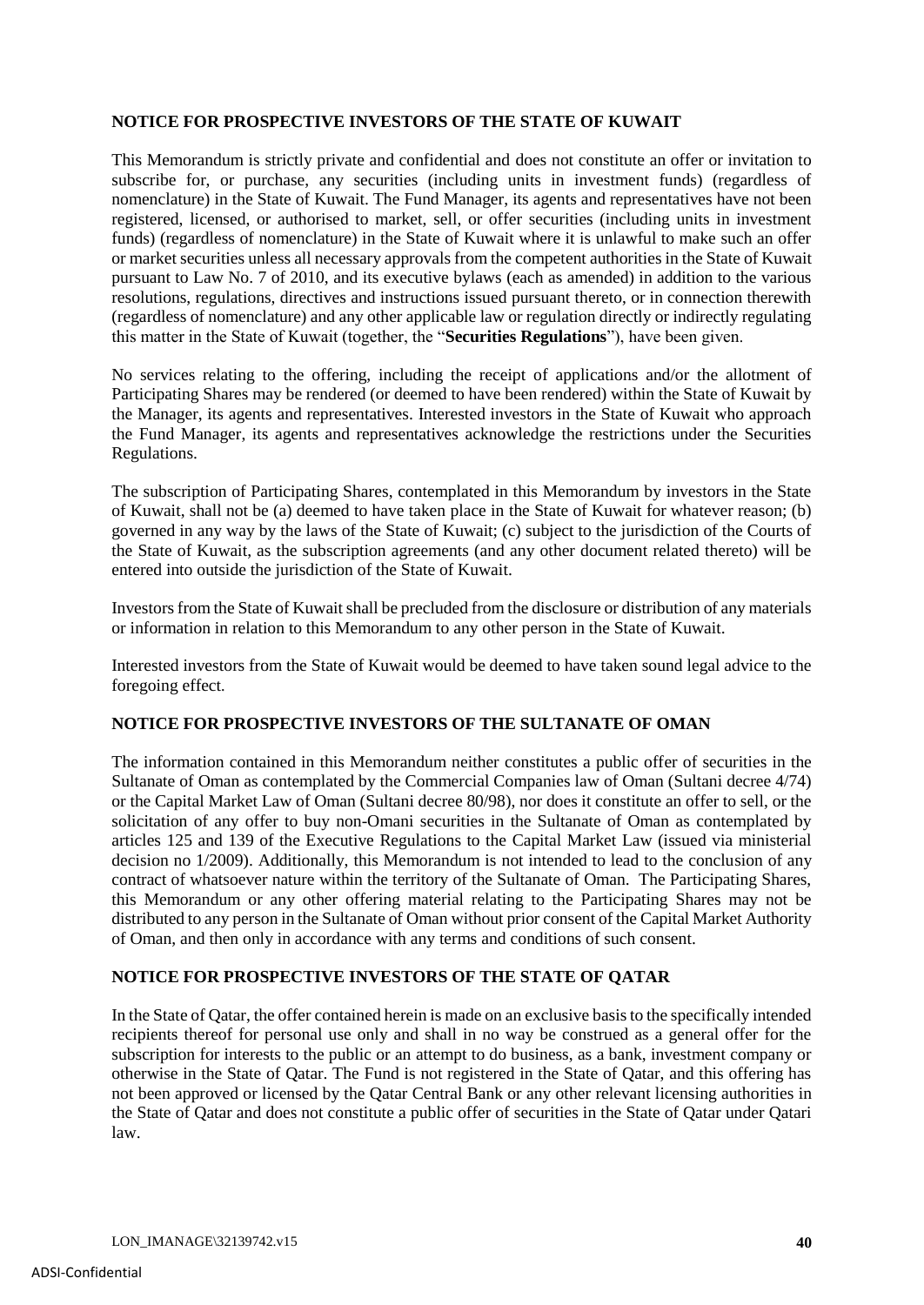**NOTICE FOR PROSPECTIVE INVESTORS OF THE STATE OF KUWAIT**

This Memorandum is strictly private and confidential and does not constitute an offer or invitation to subscribe for, or purchase, any securities (including units in investment funds) (regardless of nomenclature) in the State of Kuwait. The Fund Manager, its agents and representatives have not been registered, licensed, or authorised to market, sell, or offer securities (including units in investment funds) (regardless of nomenclature) in the State of Kuwait where it is unlawful to make such an offer or market securities unless all necessary approvals from the competent authorities in the State of Kuwait pursuant to Law No. 7 of 2010, and its executive bylaws (each as amended) in addition to the various resolutions, regulations, directives and instructions issued pursuant thereto, or in connection therewith (regardless of nomenclature) and any other applicable law or regulation directly or indirectly regulating this matter in the State of Kuwait (together, the "**Securities Regulations**"), have been given.

No services relating to the offering, including the receipt of applications and/or the allotment of Participating Shares may be rendered (or deemed to have been rendered) within the State of Kuwait by the Manager, its agents and representatives. Interested investors in the State of Kuwait who approach the Fund Manager, its agents and representatives acknowledge the restrictions under the Securities Regulations.

The subscription of Participating Shares, contemplated in this Memorandum by investors in the State of Kuwait, shall not be (a) deemed to have taken place in the State of Kuwait for whatever reason; (b) governed in any way by the laws of the State of Kuwait; (c) subject to the jurisdiction of the Courts of the State of Kuwait, as the subscription agreements (and any other document related thereto) will be entered into outside the jurisdiction of the State of Kuwait.

Investors from the State of Kuwait shall be precluded from the disclosure or distribution of any materials or information in relation to this Memorandum to any other person in the State of Kuwait.

Interested investors from the State of Kuwait would be deemed to have taken sound legal advice to the foregoing effect.

**NOTICE FOR PROSPECTIVE INVESTORS OF THE SULTANATE OF OMAN**

The information contained in this Memorandum neither constitutes a public offer of securities in the Sultanate of Oman as contemplated by the Commercial Companies law of Oman (Sultani decree 4/74) or the Capital Market Law of Oman (Sultani decree 80/98), nor does it constitute an offer to sell, or the solicitation of any offer to buy non-Omani securities in the Sultanate of Oman as contemplated by articles 125 and 139 of the Executive Regulations to the Capital Market Law (issued via ministerial decision no 1/2009). Additionally, this Memorandum is not intended to lead to the conclusion of any contract of whatsoever nature within the territory of the Sultanate of Oman. The Participating Shares, this Memorandum or any other offering material relating to the Participating Shares may not be distributed to any person in the Sultanate of Oman without prior consent of the Capital Market Authority of Oman, and then only in accordance with any terms and conditions of such consent.

**NOTICE FOR PROSPECTIVE INVESTORS OF THE STATE OF QATAR**

In the State of Qatar, the offer contained herein is made on an exclusive basis to the specifically intended recipients thereof for personal use only and shall in no way be construed as a general offer for the subscription for interests to the public or an attempt to do business, as a bank, investment company or otherwise in the State of Qatar. The Fund is not registered in the State of Qatar, and this offering has not been approved or licensed by the Qatar Central Bank or any other relevant licensing authorities in the State of Qatar and does not constitute a public offer of securities in the State of Qatar under Qatari law.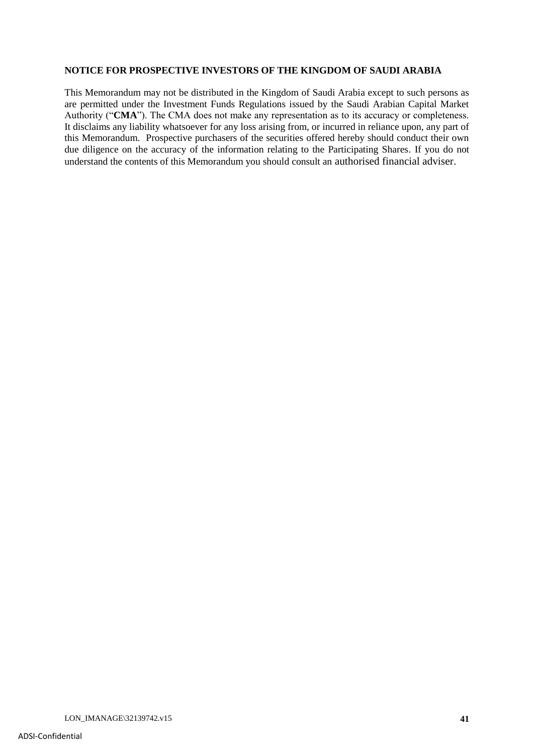**NOTICE FOR PROSPECTIVE INVESTORS OF THE KINGDOM OF SAUDI ARABIA**

This Memorandum may not be distributed in the Kingdom of Saudi Arabia except to such persons as are permitted under the Investment Funds Regulations issued by the Saudi Arabian Capital Market Authority ("**CMA**"). The CMA does not make any representation as to its accuracy or completeness. It disclaims any liability whatsoever for any loss arising from, or incurred in reliance upon, any part of this Memorandum. Prospective purchasers of the securities offered hereby should conduct their own due diligence on the accuracy of the information relating to the Participating Shares. If you do not understand the contents of this Memorandum you should consult an authorised financial adviser.